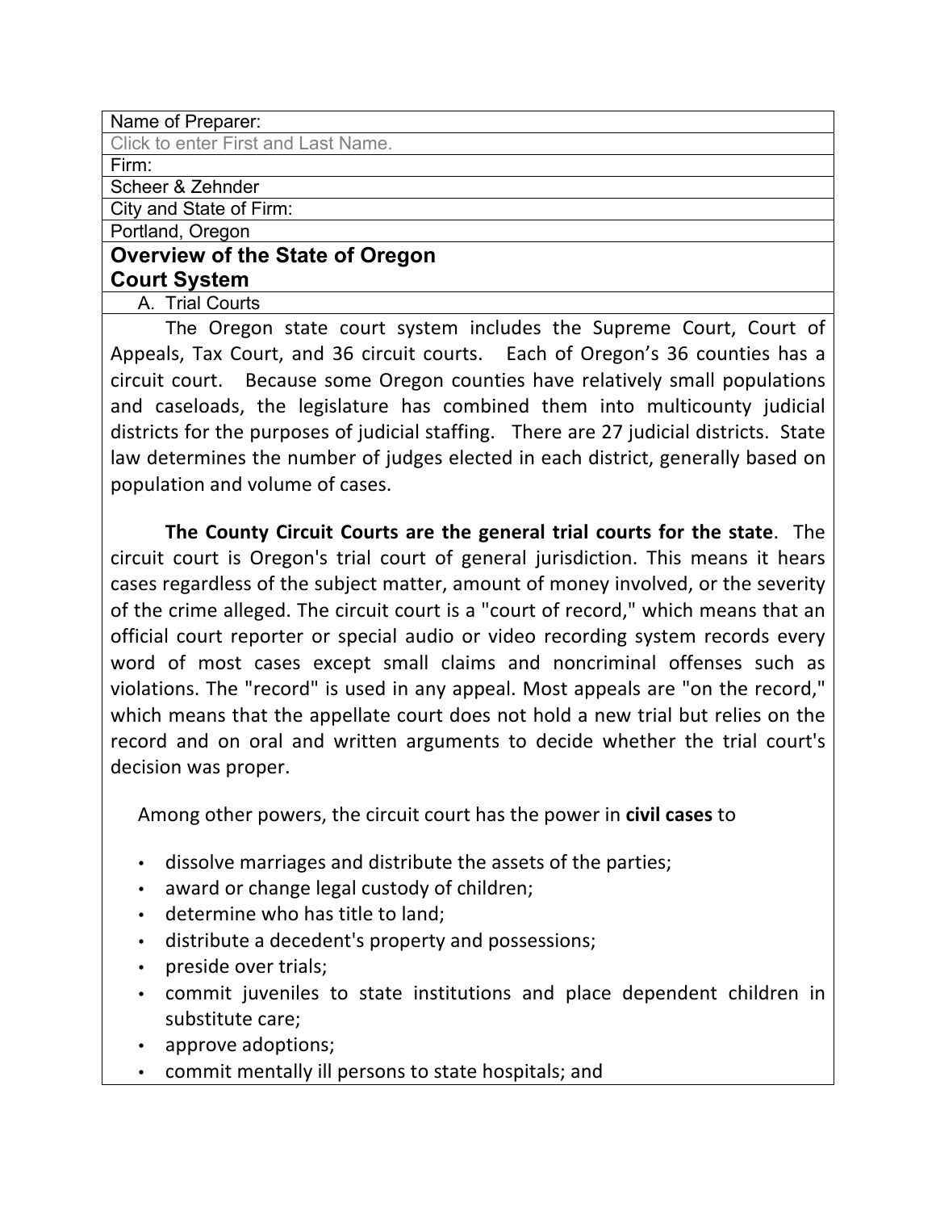Name of Preparer:

Click to enter First and Last Name.

Firm:

Scheer & Zehnder

City and State of Firm:

Portland, Oregon

# Overview of the State of Oregon Court System

A. Trial Courts

The Oregon state court system includes the Supreme Court, Court of Appeals, Tax Court, and 36 circuit courts. Each of Oregon's 36 counties has a circuit court. Because some Oregon counties have relatively small populations and caseloads, the legislature has combined them into multicounty judicial districts for the purposes of judicial staffing. There are 27 judicial districts. State law determines the number of judges elected in each district, generally based on population and volume of cases.

**The County Circuit Courts are the general trial courts for the state**. The circuit court is Oregon's trial court of general jurisdiction. This means it hears cases regardless of the subject matter, amount of money involved, or the severity of the crime alleged. The circuit court is a "court of record," which means that an official court reporter or special audio or video recording system records every word of most cases except small claims and noncriminal offenses such as violations. The "record" is used in any appeal. Most appeals are "on the record," which means that the appellate court does not hold a new trial but relies on the record and on oral and written arguments to decide whether the trial court's decision was proper.

Among other powers, the circuit court has the power in **civil cases** to

- dissolve marriages and distribute the assets of the parties;
- award or change legal custody of children;
- determine who has title to land;
- distribute a decedent's property and possessions;
- preside over trials;
- commit juveniles to state institutions and place dependent children in substitute care;
- approve adoptions;
- commit mentally ill persons to state hospitals; and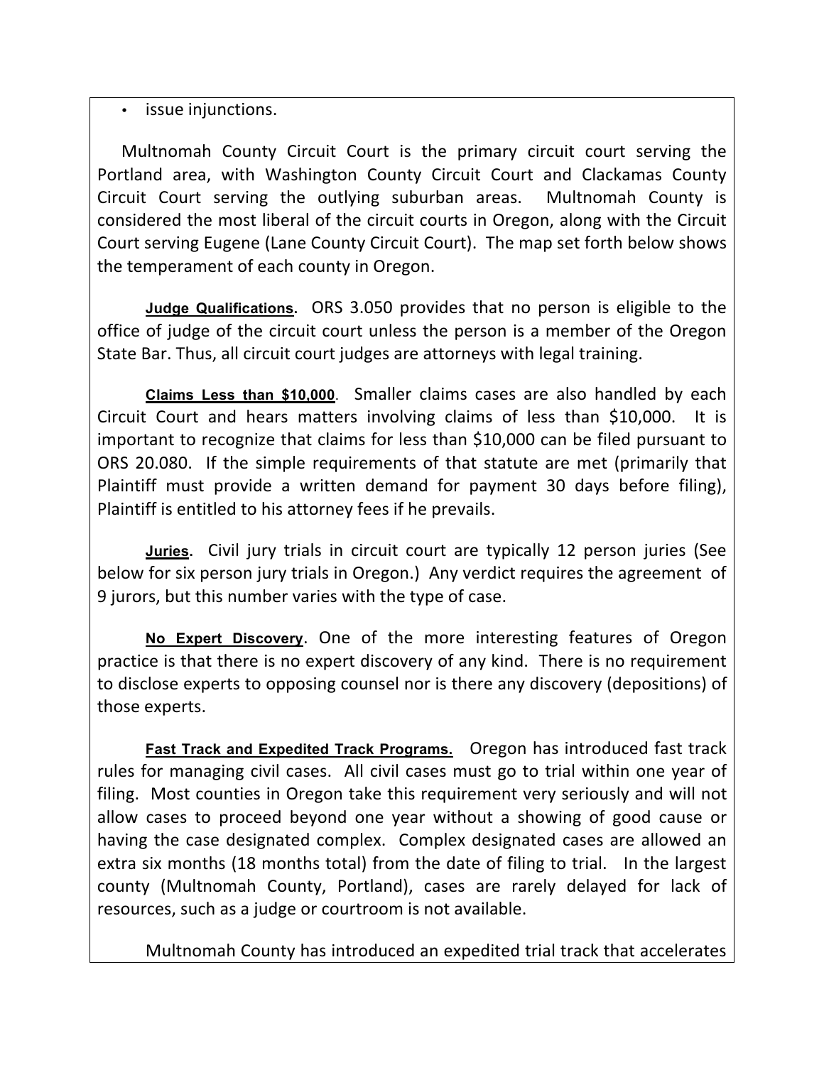- issue injunctions.

Multnomah County Circuit Court is the primary circuit court serving the Portland area, with Washington County Circuit Court and Clackamas County Circuit Court serving the outlying suburban areas. Multnomah County is considered the most liberal of the circuit courts in Oregon, along with the Circuit Court serving Eugene (Lane County Circuit Court). The map set forth below shows the temperament of each county in Oregon.

**Judge Qualifications**. ORS 3.050 provides that no person is eligible to the office of judge of the circuit court unless the person is a member of the Oregon State Bar. Thus, all circuit court judges are attorneys with legal training.

**Claims Less than $10,000**. Smaller claims cases are also handled by each Circuit Court and hears matters involving claims of less than $10,000. It is important to recognize that claims for less than $10,000 can be filed pursuant to ORS 20.080. If the simple requirements of that statute are met (primarily that Plaintiff must provide a written demand for payment 30 days before filing), Plaintiff is entitled to his attorney fees if he prevails.

**Juries.** Civil jury trials in circuit court are typically 12 person juries (See below for six person jury trials in Oregon.) Any verdict requires the agreement of 9 jurors, but this number varies with the type of case.

**No Expert Discovery**. One of the more interesting features of Oregon practice is that there is no expert discovery of any kind. There is no requirement to disclose experts to opposing counsel nor is there any discovery (depositions) of those experts.

**Fast Track and Expedited Track Programs.** Oregon has introduced fast track rules for managing civil cases. All civil cases must go to trial within one year of filing. Most counties in Oregon take this requirement very seriously and will not allow cases to proceed beyond one year without a showing of good cause or having the case designated complex. Complex designated cases are allowed an extra six months (18 months total) from the date of filing to trial. In the largest county (Multnomah County, Portland), cases are rarely delayed for lack of resources, such as a judge or courtroom is not available.

Multnomah County has introduced an expedited trial track that accelerates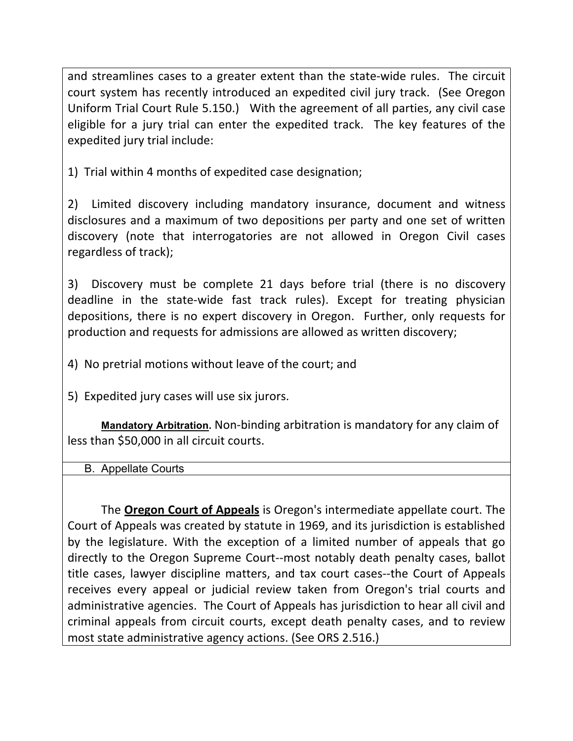and streamlines cases to a greater extent than the state-wide rules. The circuit court system has recently introduced an expedited civil jury track. (See Oregon Uniform Trial Court Rule 5.150.) With the agreement of all parties, any civil case eligible for a jury trial can enter the expedited track. The key features of the expedited jury trial include:

1) Trial within 4 months of expedited case designation;

2) Limited discovery including mandatory insurance, document and witness disclosures and a maximum of two depositions per party and one set of written discovery (note that interrogatories are not allowed in Oregon Civil cases regardless of track);

3) Discovery must be complete 21 days before trial (there is no discovery deadline in the state-wide fast track rules). Except for treating physician depositions, there is no expert discovery in Oregon. Further, only requests for production and requests for admissions are allowed as written discovery;

4) No pretrial motions without leave of the court; and

5) Expedited jury cases will use six jurors.

**Mandatory Arbitration.** Non-binding arbitration is mandatory for any claim of less than $50,000 in all circuit courts.

## B. Appellate Courts

The **Oregon Court of Appeals** is Oregon's intermediate appellate court. The Court of Appeals was created by statute in 1969, and its jurisdiction is established by the legislature. With the exception of a limited number of appeals that go directly to the Oregon Supreme Court--most notably death penalty cases, ballot title cases, lawyer discipline matters, and tax court cases--the Court of Appeals receives every appeal or judicial review taken from Oregon's trial courts and administrative agencies. The Court of Appeals has jurisdiction to hear all civil and criminal appeals from circuit courts, except death penalty cases, and to review most state administrative agency actions. (See ORS 2.516.)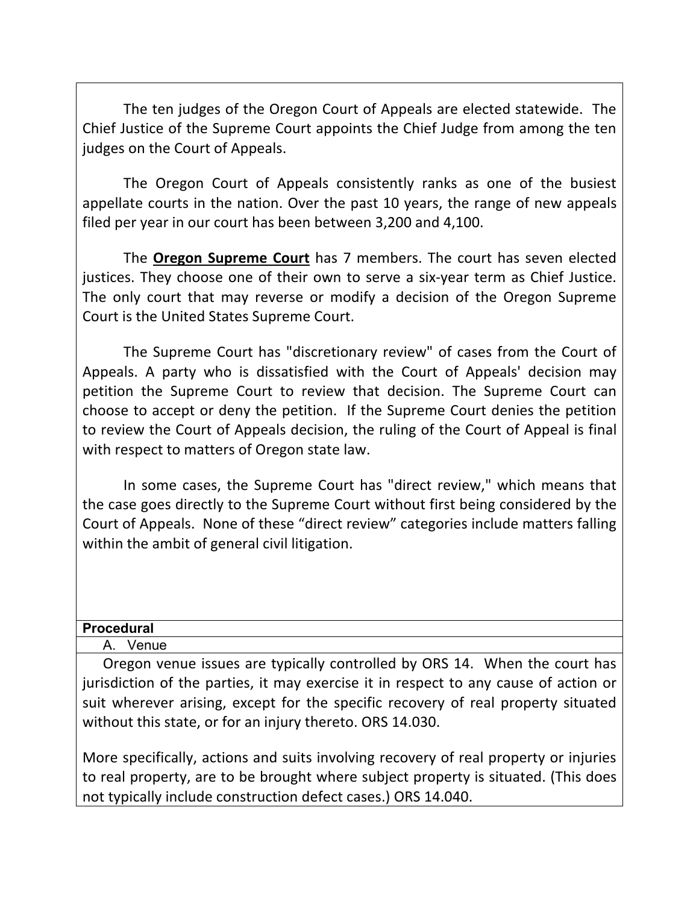The ten judges of the Oregon Court of Appeals are elected statewide. The Chief Justice of the Supreme Court appoints the Chief Judge from among the ten judges on the Court of Appeals.

The Oregon Court of Appeals consistently ranks as one of the busiest appellate courts in the nation. Over the past 10 years, the range of new appeals filed per year in our court has been between 3,200 and 4,100.

The **Oregon Supreme Court** has 7 members. The court has seven elected justices. They choose one of their own to serve a six-year term as Chief Justice. The only court that may reverse or modify a decision of the Oregon Supreme Court is the United States Supreme Court.

The Supreme Court has "discretionary review" of cases from the Court of Appeals. A party who is dissatisfied with the Court of Appeals' decision may petition the Supreme Court to review that decision. The Supreme Court can choose to accept or deny the petition. If the Supreme Court denies the petition to review the Court of Appeals decision, the ruling of the Court of Appeal is final with respect to matters of Oregon state law.

In some cases, the Supreme Court has "direct review," which means that the case goes directly to the Supreme Court without first being considered by the Court of Appeals. None of these "direct review" categories include matters falling within the ambit of general civil litigation.

**Procedural**

A. Venue

Oregon venue issues are typically controlled by ORS 14. When the court has jurisdiction of the parties, it may exercise it in respect to any cause of action or suit wherever arising, except for the specific recovery of real property situated without this state, or for an injury thereto. ORS 14.030.

More specifically, actions and suits involving recovery of real property or injuries to real property, are to be brought where subject property is situated. (This does not typically include construction defect cases.) ORS 14.040.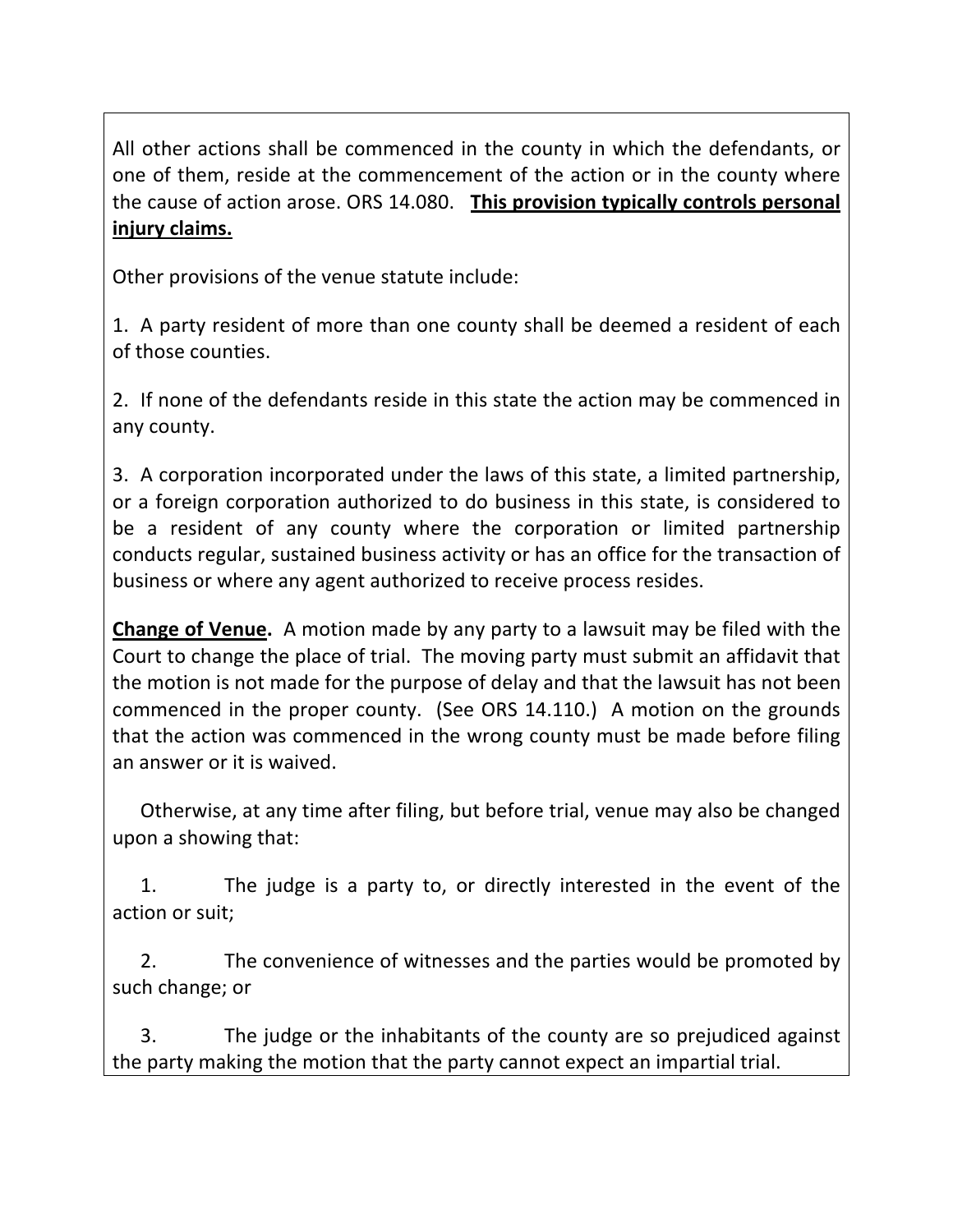All other actions shall be commenced in the county in which the defendants, or one of them, reside at the commencement of the action or in the county where the cause of action arose. ORS 14.080. **<u>This provision typically controls personal injury claims.</u>**

Other provisions of the venue statute include:

1. A party resident of more than one county shall be deemed a resident of each of those counties.

2. If none of the defendants reside in this state the action may be commenced in any county.

3. A corporation incorporated under the laws of this state, a limited partnership, or a foreign corporation authorized to do business in this state, is considered to be a resident of any county where the corporation or limited partnership conducts regular, sustained business activity or has an office for the transaction of business or where any agent authorized to receive process resides.

**<u>Change of Venue</u>.** A motion made by any party to a lawsuit may be filed with the Court to change the place of trial. The moving party must submit an affidavit that the motion is not made for the purpose of delay and that the lawsuit has not been commenced in the proper county. (See ORS 14.110.) A motion on the grounds that the action was commenced in the wrong county must be made before filing an answer or it is waived.

Otherwise, at any time after filing, but before trial, venue may also be changed upon a showing that:

1. The judge is a party to, or directly interested in the event of the action or suit;

2. The convenience of witnesses and the parties would be promoted by such change; or

3. The judge or the inhabitants of the county are so prejudiced against the party making the motion that the party cannot expect an impartial trial.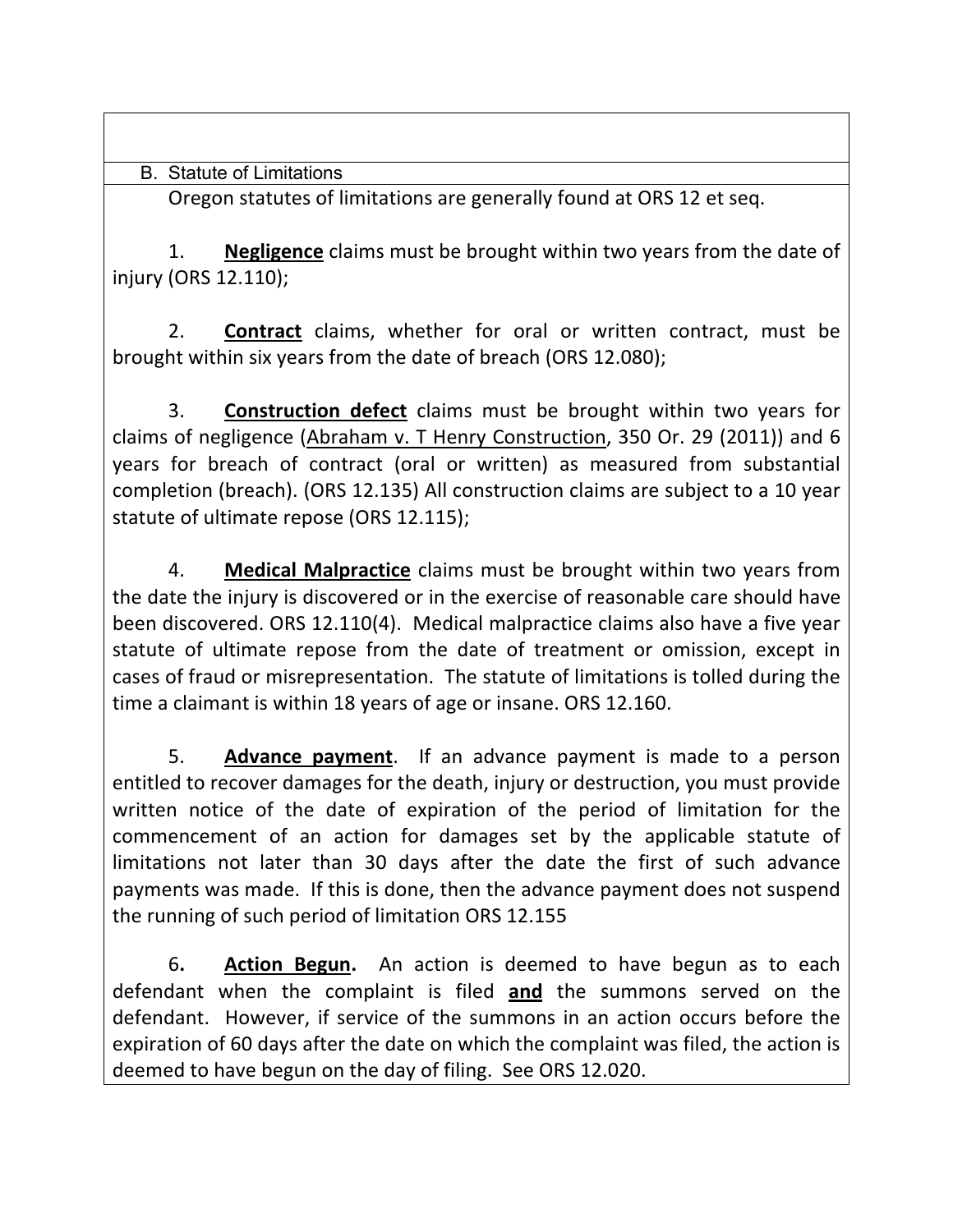## B. Statute of Limitations

Oregon statutes of limitations are generally found at ORS 12 et seq.

1. **Negligence** claims must be brought within two years from the date of injury (ORS 12.110);

2. **Contract** claims, whether for oral or written contract, must be brought within six years from the date of breach (ORS 12.080);

3. **Construction defect** claims must be brought within two years for claims of negligence (Abraham v. T Henry Construction, 350 Or. 29 (2011)) and 6 years for breach of contract (oral or written) as measured from substantial completion (breach). (ORS 12.135) All construction claims are subject to a 10 year statute of ultimate repose (ORS 12.115);

4. **Medical Malpractice** claims must be brought within two years from the date the injury is discovered or in the exercise of reasonable care should have been discovered. ORS 12.110(4). Medical malpractice claims also have a five year statute of ultimate repose from the date of treatment or omission, except in cases of fraud or misrepresentation. The statute of limitations is tolled during the time a claimant is within 18 years of age or insane. ORS 12.160.

5. **Advance payment**. If an advance payment is made to a person entitled to recover damages for the death, injury or destruction, you must provide written notice of the date of expiration of the period of limitation for the commencement of an action for damages set by the applicable statute of limitations not later than 30 days after the date the first of such advance payments was made. If this is done, then the advance payment does not suspend the running of such period of limitation ORS 12.155

6. **Action Begun.** An action is deemed to have begun as to each defendant when the complaint is filed **and** the summons served on the defendant. However, if service of the summons in an action occurs before the expiration of 60 days after the date on which the complaint was filed, the action is deemed to have begun on the day of filing. See ORS 12.020.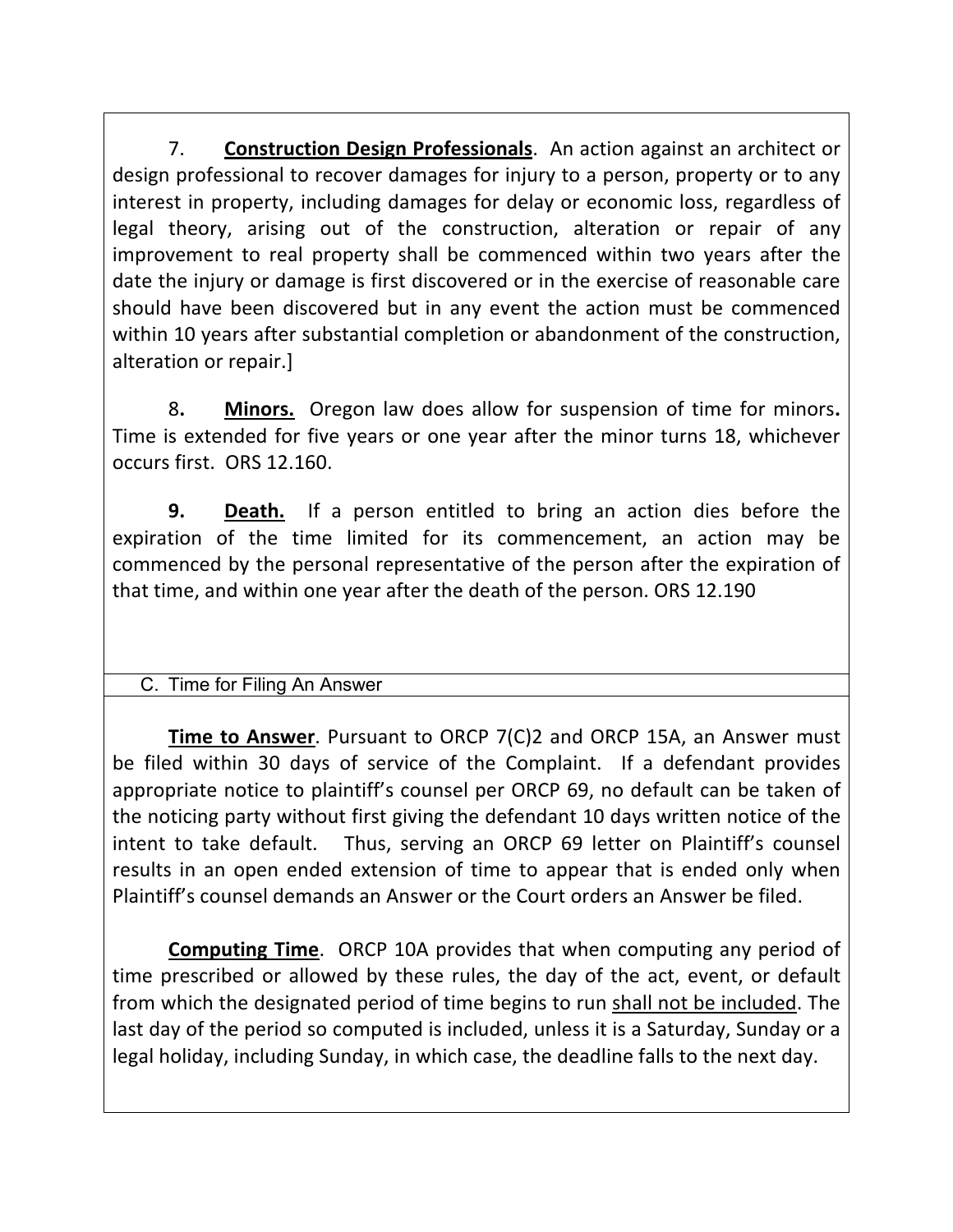7. **Construction Design Professionals**. An action against an architect or design professional to recover damages for injury to a person, property or to any interest in property, including damages for delay or economic loss, regardless of legal theory, arising out of the construction, alteration or repair of any improvement to real property shall be commenced within two years after the date the injury or damage is first discovered or in the exercise of reasonable care should have been discovered but in any event the action must be commenced within 10 years after substantial completion or abandonment of the construction, alteration or repair.]

8. **Minors.** Oregon law does allow for suspension of time for minors. Time is extended for five years or one year after the minor turns 18, whichever occurs first. ORS 12.160.

**9. Death.** If a person entitled to bring an action dies before the expiration of the time limited for its commencement, an action may be commenced by the personal representative of the person after the expiration of that time, and within one year after the death of the person. ORS 12.190

C. Time for Filing An Answer

**Time to Answer**. Pursuant to ORCP 7(C)2 and ORCP 15A, an Answer must be filed within 30 days of service of the Complaint. If a defendant provides appropriate notice to plaintiff's counsel per ORCP 69, no default can be taken of the noticing party without first giving the defendant 10 days written notice of the intent to take default. Thus, serving an ORCP 69 letter on Plaintiff's counsel results in an open ended extension of time to appear that is ended only when Plaintiff's counsel demands an Answer or the Court orders an Answer be filed.

**Computing Time**. ORCP 10A provides that when computing any period of time prescribed or allowed by these rules, the day of the act, event, or default from which the designated period of time begins to run shall not be included. The last day of the period so computed is included, unless it is a Saturday, Sunday or a legal holiday, including Sunday, in which case, the deadline falls to the next day.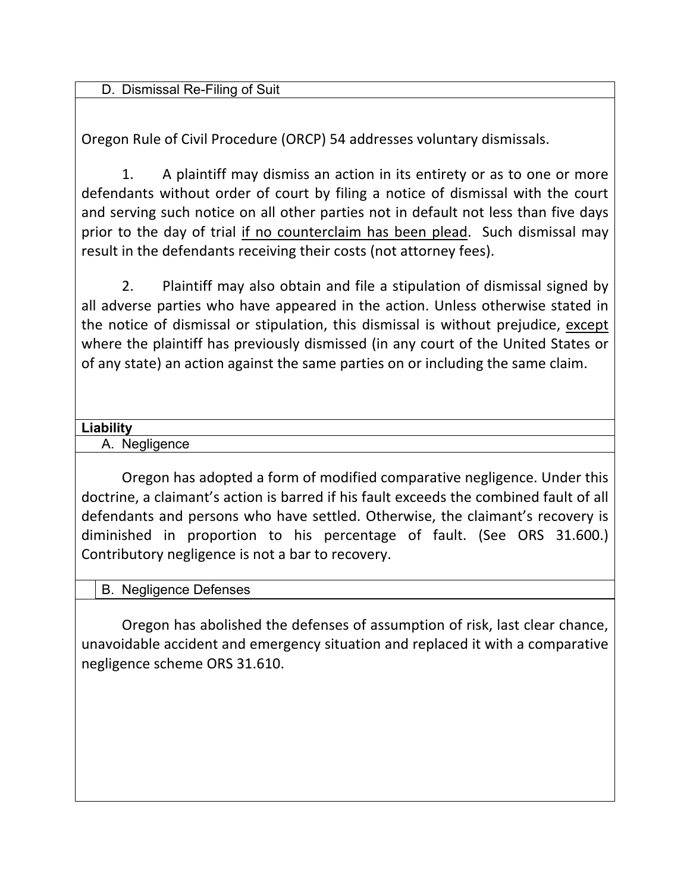### D. Dismissal Re-Filing of Suit

Oregon Rule of Civil Procedure (ORCP) 54 addresses voluntary dismissals.

1. A plaintiff may dismiss an action in its entirety or as to one or more defendants without order of court by filing a notice of dismissal with the court and serving such notice on all other parties not in default not less than five days prior to the day of trial <u>if no counterclaim has been plead</u>. Such dismissal may result in the defendants receiving their costs (not attorney fees).

2. Plaintiff may also obtain and file a stipulation of dismissal signed by all adverse parties who have appeared in the action. Unless otherwise stated in the notice of dismissal or stipulation, this dismissal is without prejudice, <u>except</u> where the plaintiff has previously dismissed (in any court of the United States or of any state) an action against the same parties on or including the same claim.

## Liability

### A. Negligence

Oregon has adopted a form of modified comparative negligence. Under this doctrine, a claimant's action is barred if his fault exceeds the combined fault of all defendants and persons who have settled. Otherwise, the claimant's recovery is diminished in proportion to his percentage of fault. (See ORS 31.600.) Contributory negligence is not a bar to recovery.

### B. Negligence Defenses

Oregon has abolished the defenses of assumption of risk, last clear chance, unavoidable accident and emergency situation and replaced it with a comparative negligence scheme ORS 31.610.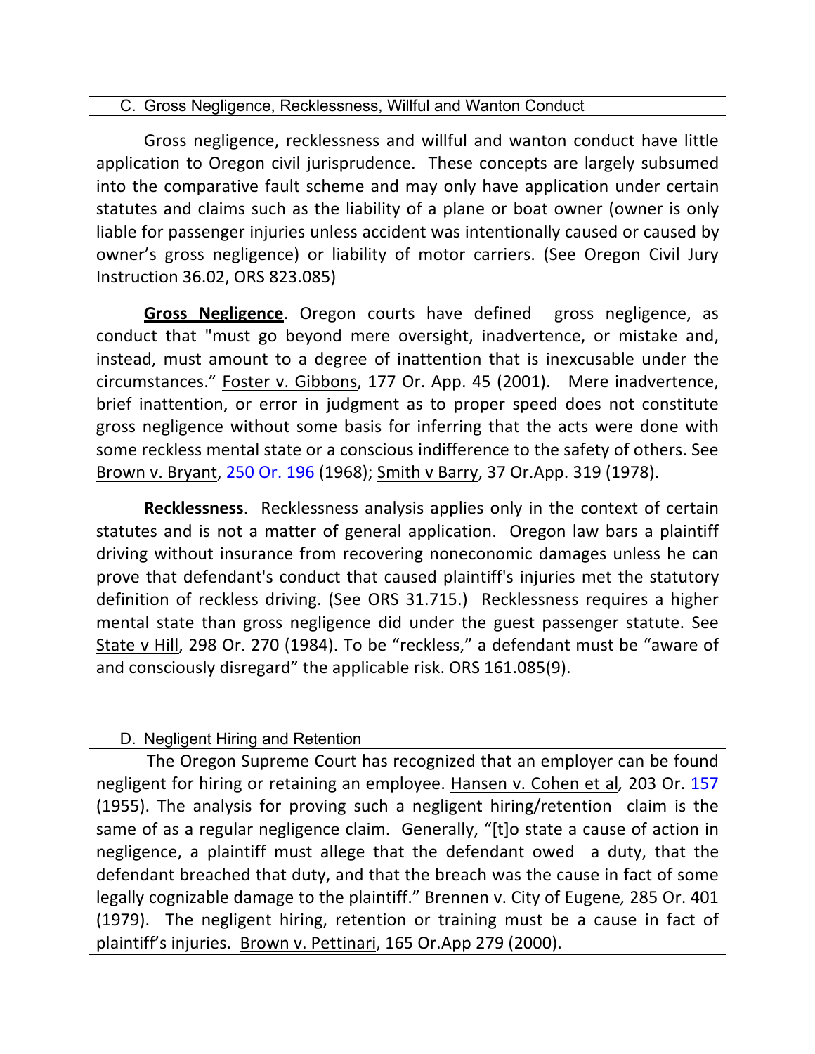### C. Gross Negligence, Recklessness, Willful and Wanton Conduct

Gross negligence, recklessness and willful and wanton conduct have little application to Oregon civil jurisprudence. These concepts are largely subsumed into the comparative fault scheme and may only have application under certain statutes and claims such as the liability of a plane or boat owner (owner is only liable for passenger injuries unless accident was intentionally caused or caused by owner's gross negligence) or liability of motor carriers. (See Oregon Civil Jury Instruction 36.02, ORS 823.085)

**Gross Negligence**. Oregon courts have defined gross negligence, as conduct that "must go beyond mere oversight, inadvertence, or mistake and, instead, must amount to a degree of inattention that is inexcusable under the circumstances." Foster v. Gibbons, 177 Or. App. 45 (2001). Mere inadvertence, brief inattention, or error in judgment as to proper speed does not constitute gross negligence without some basis for inferring that the acts were done with some reckless mental state or a conscious indifference to the safety of others. See Brown v. Bryant, 250 Or. 196 (1968); Smith v Barry, 37 Or.App. 319 (1978).

**Recklessness**. Recklessness analysis applies only in the context of certain statutes and is not a matter of general application. Oregon law bars a plaintiff driving without insurance from recovering noneconomic damages unless he can prove that defendant's conduct that caused plaintiff's injuries met the statutory definition of reckless driving. (See ORS 31.715.) Recklessness requires a higher mental state than gross negligence did under the guest passenger statute. See State v Hill, 298 Or. 270 (1984). To be "reckless," a defendant must be "aware of and consciously disregard" the applicable risk. ORS 161.085(9).

### D. Negligent Hiring and Retention

The Oregon Supreme Court has recognized that an employer can be found negligent for hiring or retaining an employee. Hansen v. Cohen et al, 203 Or. 157 (1955). The analysis for proving such a negligent hiring/retention claim is the same of as a regular negligence claim. Generally, "[t]o state a cause of action in negligence, a plaintiff must allege that the defendant owed a duty, that the defendant breached that duty, and that the breach was the cause in fact of some legally cognizable damage to the plaintiff." Brennen v. City of Eugene, 285 Or. 401 (1979). The negligent hiring, retention or training must be a cause in fact of plaintiff's injuries. Brown v. Pettinari, 165 Or.App 279 (2000).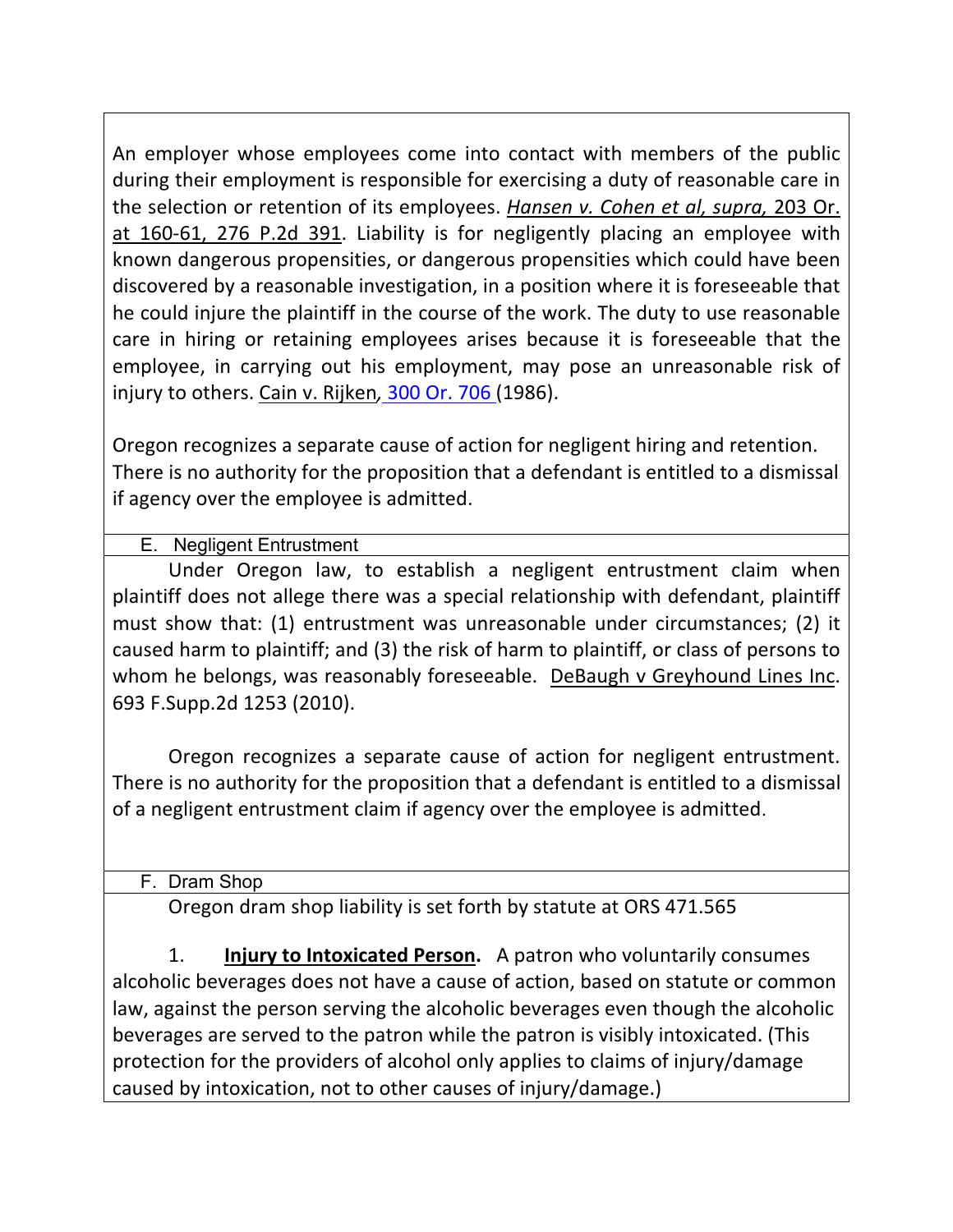An employer whose employees come into contact with members of the public during their employment is responsible for exercising a duty of reasonable care in the selection or retention of its employees. *Hansen v. Cohen et al, supra,* 203 Or. at 160-61, 276 P.2d 391. Liability is for negligently placing an employee with known dangerous propensities, or dangerous propensities which could have been discovered by a reasonable investigation, in a position where it is foreseeable that he could injure the plaintiff in the course of the work. The duty to use reasonable care in hiring or retaining employees arises because it is foreseeable that the employee, in carrying out his employment, may pose an unreasonable risk of injury to others. Cain v. Rijken, 300 Or. 706 (1986).

Oregon recognizes a separate cause of action for negligent hiring and retention. There is no authority for the proposition that a defendant is entitled to a dismissal if agency over the employee is admitted.

## E. Negligent Entrustment

Under Oregon law, to establish a negligent entrustment claim when plaintiff does not allege there was a special relationship with defendant, plaintiff must show that: (1) entrustment was unreasonable under circumstances; (2) it caused harm to plaintiff; and (3) the risk of harm to plaintiff, or class of persons to whom he belongs, was reasonably foreseeable. DeBaugh v Greyhound Lines Inc. 693 F.Supp.2d 1253 (2010).

Oregon recognizes a separate cause of action for negligent entrustment. There is no authority for the proposition that a defendant is entitled to a dismissal of a negligent entrustment claim if agency over the employee is admitted.

## F. Dram Shop

Oregon dram shop liability is set forth by statute at ORS 471.565

1. **Injury to Intoxicated Person.** A patron who voluntarily consumes alcoholic beverages does not have a cause of action, based on statute or common law, against the person serving the alcoholic beverages even though the alcoholic beverages are served to the patron while the patron is visibly intoxicated. (This protection for the providers of alcohol only applies to claims of injury/damage caused by intoxication, not to other causes of injury/damage.)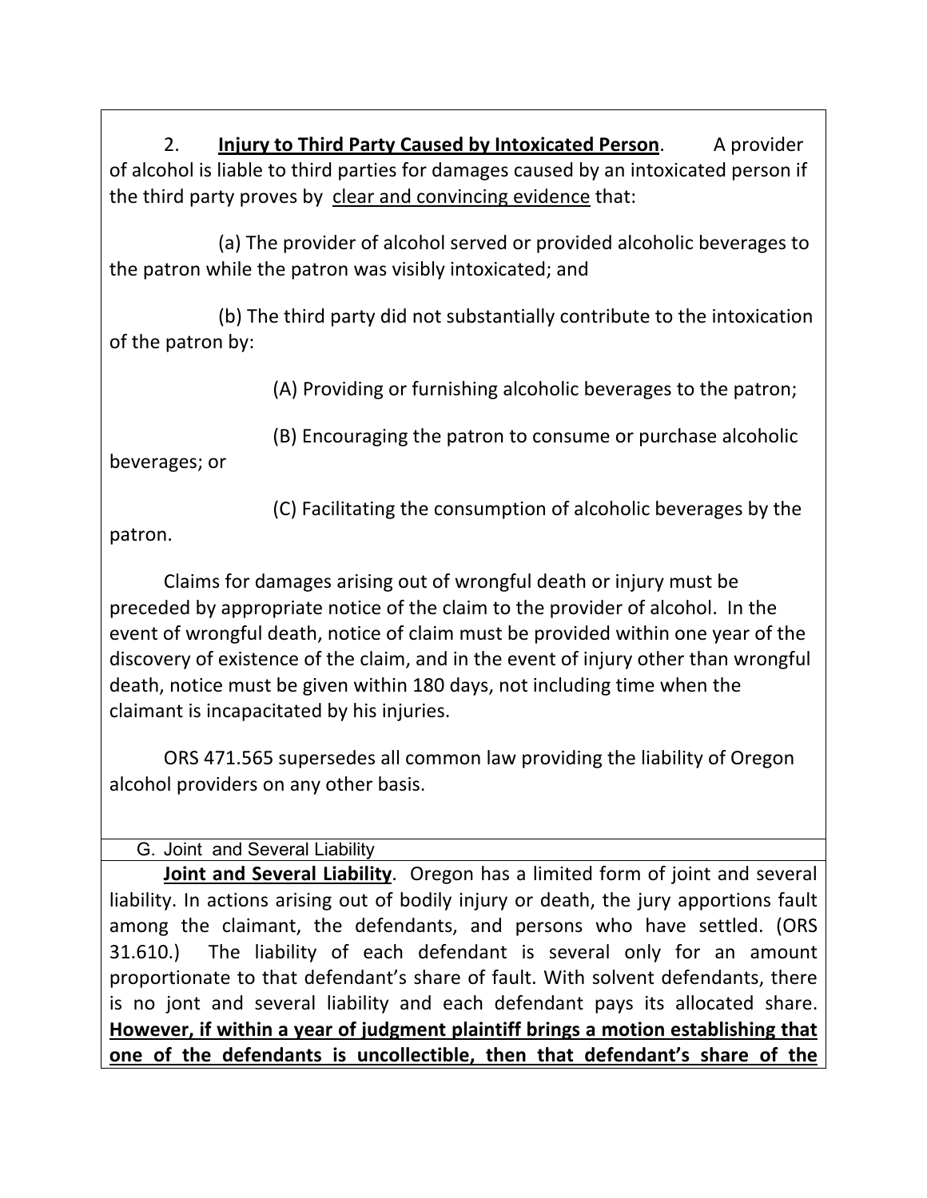2. **Injury to Third Party Caused by Intoxicated Person**. A provider of alcohol is liable to third parties for damages caused by an intoxicated person if the third party proves by clear and convincing evidence that:

(a) The provider of alcohol served or provided alcoholic beverages to the patron while the patron was visibly intoxicated; and

(b) The third party did not substantially contribute to the intoxication of the patron by:

(A) Providing or furnishing alcoholic beverages to the patron;

(B) Encouraging the patron to consume or purchase alcoholic beverages; or

(C) Facilitating the consumption of alcoholic beverages by the patron.

Claims for damages arising out of wrongful death or injury must be preceded by appropriate notice of the claim to the provider of alcohol. In the event of wrongful death, notice of claim must be provided within one year of the discovery of existence of the claim, and in the event of injury other than wrongful death, notice must be given within 180 days, not including time when the claimant is incapacitated by his injuries.

ORS 471.565 supersedes all common law providing the liability of Oregon alcohol providers on any other basis.

## G. Joint and Several Liability

**Joint and Several Liability**. Oregon has a limited form of joint and several liability. In actions arising out of bodily injury or death, the jury apportions fault among the claimant, the defendants, and persons who have settled. (ORS 31.610.) The liability of each defendant is several only for an amount proportionate to that defendant's share of fault. With solvent defendants, there is no jont and several liability and each defendant pays its allocated share. **However, if within a year of judgment plaintiff brings a motion establishing that one of the defendants is uncollectible, then that defendant's share of the**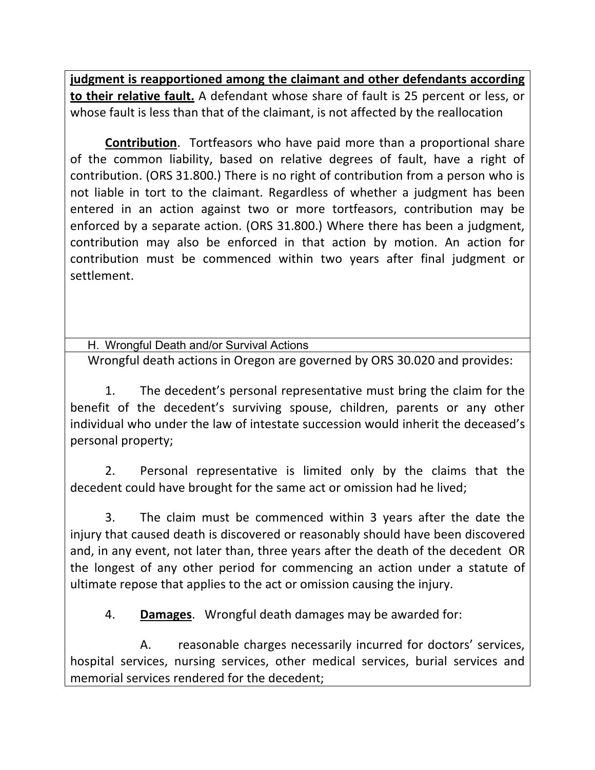**<u>judgment is reapportioned among the claimant and other defendants according to their relative fault.</u>** A defendant whose share of fault is 25 percent or less, or whose fault is less than that of the claimant, is not affected by the reallocation

**<u>Contribution</u>**. Tortfeasors who have paid more than a proportional share of the common liability, based on relative degrees of fault, have a right of contribution. (ORS 31.800.) There is no right of contribution from a person who is not liable in tort to the claimant. Regardless of whether a judgment has been entered in an action against two or more tortfeasors, contribution may be enforced by a separate action. (ORS 31.800.) Where there has been a judgment, contribution may also be enforced in that action by motion. An action for contribution must be commenced within two years after final judgment or settlement.

## H. Wrongful Death and/or Survival Actions

Wrongful death actions in Oregon are governed by ORS 30.020 and provides:

1. The decedent's personal representative must bring the claim for the benefit of the decedent's surviving spouse, children, parents or any other individual who under the law of intestate succession would inherit the deceased's personal property;

2. Personal representative is limited only by the claims that the decedent could have brought for the same act or omission had he lived;

3. The claim must be commenced within 3 years after the date the injury that caused death is discovered or reasonably should have been discovered and, in any event, not later than, three years after the death of the decedent OR the longest of any other period for commencing an action under a statute of ultimate repose that applies to the act or omission causing the injury.

4. **<u>Damages</u>**. Wrongful death damages may be awarded for:

   A. reasonable charges necessarily incurred for doctors' services, hospital services, nursing services, other medical services, burial services and memorial services rendered for the decedent;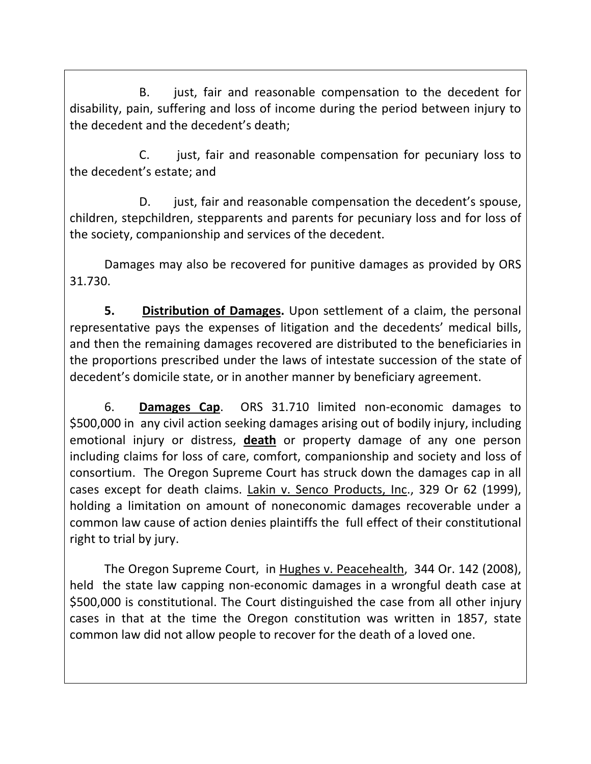B. just, fair and reasonable compensation to the decedent for disability, pain, suffering and loss of income during the period between injury to the decedent and the decedent's death;

C. just, fair and reasonable compensation for pecuniary loss to the decedent's estate; and

D. just, fair and reasonable compensation the decedent's spouse, children, stepchildren, stepparents and parents for pecuniary loss and for loss of the society, companionship and services of the decedent.

Damages may also be recovered for punitive damages as provided by ORS 31.730.

**5. <u>Distribution of Damages</u>.** Upon settlement of a claim, the personal representative pays the expenses of litigation and the decedents' medical bills, and then the remaining damages recovered are distributed to the beneficiaries in the proportions prescribed under the laws of intestate succession of the state of decedent's domicile state, or in another manner by beneficiary agreement.

6. **<u>Damages Cap</u>**. ORS 31.710 limited non-economic damages to $500,000 in any civil action seeking damages arising out of bodily injury, including emotional injury or distress, **<u>death</u>** or property damage of any one person including claims for loss of care, comfort, companionship and society and loss of consortium. The Oregon Supreme Court has struck down the damages cap in all cases except for death claims. <u>Lakin v. Senco Products, Inc</u>., 329 Or 62 (1999), holding a limitation on amount of noneconomic damages recoverable under a common law cause of action denies plaintiffs the full effect of their constitutional right to trial by jury.

The Oregon Supreme Court, in <u>Hughes v. Peacehealth</u>, 344 Or. 142 (2008), held the state law capping non-economic damages in a wrongful death case at $500,000 is constitutional. The Court distinguished the case from all other injury cases in that at the time the Oregon constitution was written in 1857, state common law did not allow people to recover for the death of a loved one.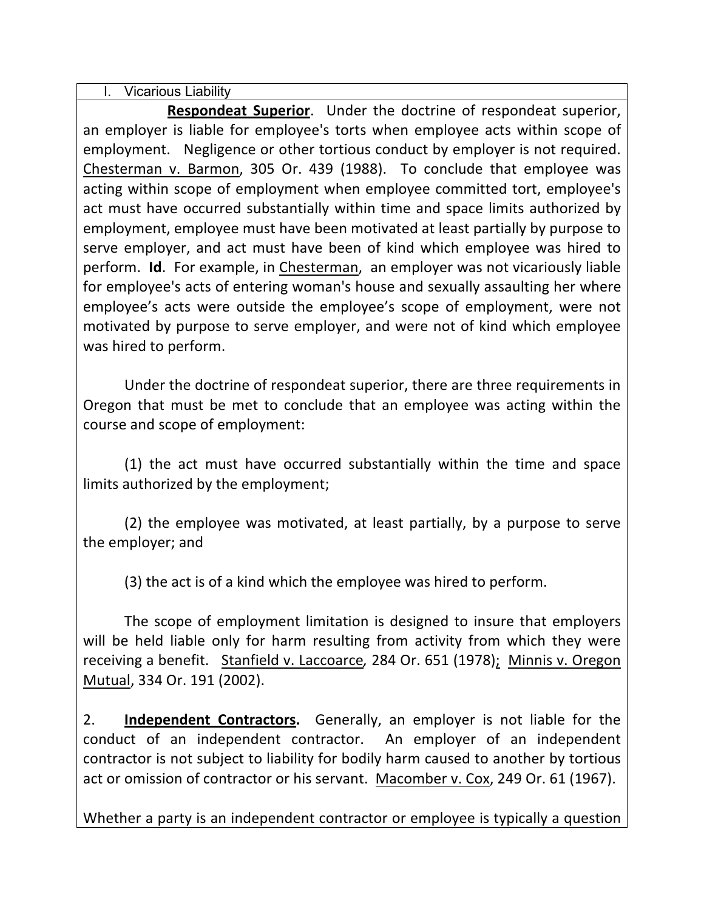## I. Vicarious Liability

**Respondeat Superior**. Under the doctrine of respondeat superior, an employer is liable for employee's torts when employee acts within scope of employment. Negligence or other tortious conduct by employer is not required. Chesterman v. Barmon, 305 Or. 439 (1988). To conclude that employee was acting within scope of employment when employee committed tort, employee's act must have occurred substantially within time and space limits authorized by employment, employee must have been motivated at least partially by purpose to serve employer, and act must have been of kind which employee was hired to perform. **Id**. For example, in Chesterman, an employer was not vicariously liable for employee's acts of entering woman's house and sexually assaulting her where employee's acts were outside the employee's scope of employment, were not motivated by purpose to serve employer, and were not of kind which employee was hired to perform.

Under the doctrine of respondeat superior, there are three requirements in Oregon that must be met to conclude that an employee was acting within the course and scope of employment:

(1) the act must have occurred substantially within the time and space limits authorized by the employment;

(2) the employee was motivated, at least partially, by a purpose to serve the employer; and

(3) the act is of a kind which the employee was hired to perform.

The scope of employment limitation is designed to insure that employers will be held liable only for harm resulting from activity from which they were receiving a benefit. Stanfield v. Laccoarce, 284 Or. 651 (1978); Minnis v. Oregon Mutual, 334 Or. 191 (2002).

2. **Independent Contractors.** Generally, an employer is not liable for the conduct of an independent contractor. An employer of an independent contractor is not subject to liability for bodily harm caused to another by tortious act or omission of contractor or his servant. Macomber v. Cox, 249 Or. 61 (1967).

Whether a party is an independent contractor or employee is typically a question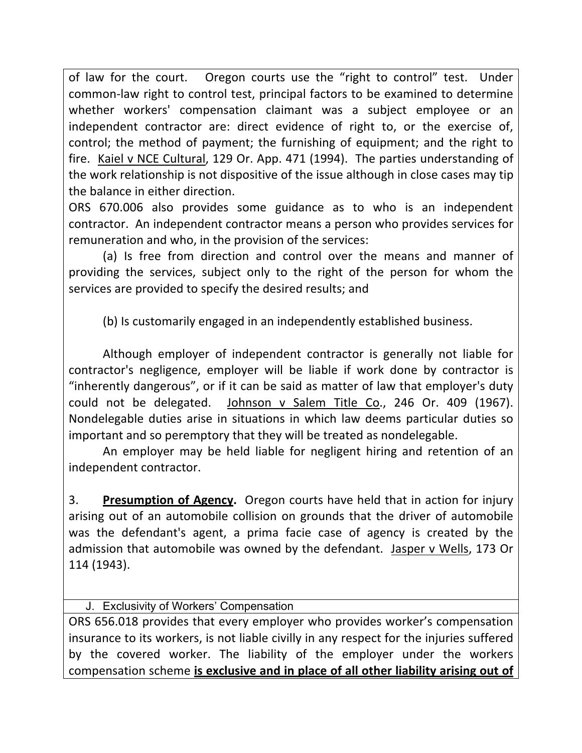of law for the court. Oregon courts use the "right to control" test. Under common-law right to control test, principal factors to be examined to determine whether workers' compensation claimant was a subject employee or an independent contractor are: direct evidence of right to, or the exercise of, control; the method of payment; the furnishing of equipment; and the right to fire. Kaiel v NCE Cultural, 129 Or. App. 471 (1994). The parties understanding of the work relationship is not dispositive of the issue although in close cases may tip the balance in either direction.

ORS 670.006 also provides some guidance as to who is an independent contractor. An independent contractor means a person who provides services for remuneration and who, in the provision of the services:

(a) Is free from direction and control over the means and manner of providing the services, subject only to the right of the person for whom the services are provided to specify the desired results; and

(b) Is customarily engaged in an independently established business.

Although employer of independent contractor is generally not liable for contractor's negligence, employer will be liable if work done by contractor is "inherently dangerous", or if it can be said as matter of law that employer's duty could not be delegated. Johnson v Salem Title Co., 246 Or. 409 (1967). Nondelegable duties arise in situations in which law deems particular duties so important and so peremptory that they will be treated as nondelegable.

An employer may be held liable for negligent hiring and retention of an independent contractor.

3. **Presumption of Agency.** Oregon courts have held that in action for injury arising out of an automobile collision on grounds that the driver of automobile was the defendant's agent, a prima facie case of agency is created by the admission that automobile was owned by the defendant. Jasper v Wells, 173 Or 114 (1943).

J. Exclusivity of Workers' Compensation

ORS 656.018 provides that every employer who provides worker's compensation insurance to its workers, is not liable civilly in any respect for the injuries suffered by the covered worker. The liability of the employer under the workers compensation scheme **is exclusive and in place of all other liability arising out of**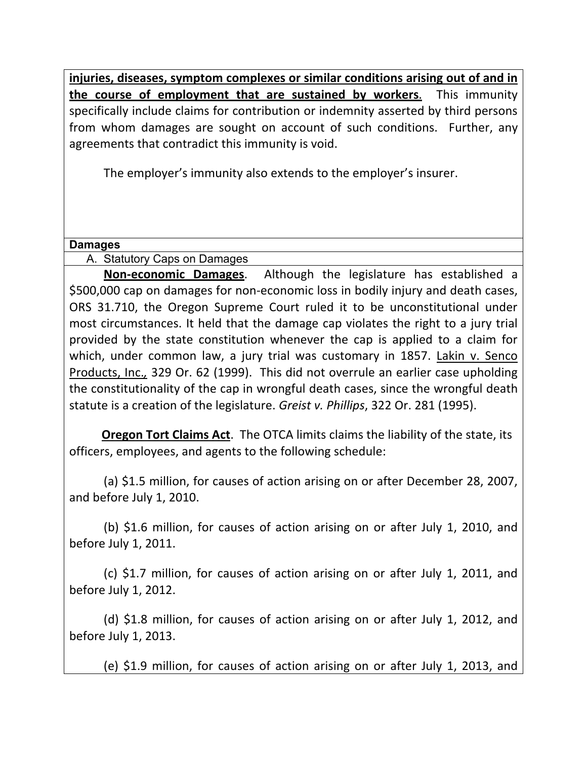**injuries, diseases, symptom complexes or similar conditions arising out of and in the course of employment that are sustained by workers**. This immunity specifically include claims for contribution or indemnity asserted by third persons from whom damages are sought on account of such conditions. Further, any agreements that contradict this immunity is void.

The employer's immunity also extends to the employer's insurer.

**Damages**

A. Statutory Caps on Damages

**Non-economic Damages**. Although the legislature has established a $500,000 cap on damages for non-economic loss in bodily injury and death cases, ORS 31.710, the Oregon Supreme Court ruled it to be unconstitutional under most circumstances. It held that the damage cap violates the right to a jury trial provided by the state constitution whenever the cap is applied to a claim for which, under common law, a jury trial was customary in 1857. Lakin v. Senco Products, Inc., 329 Or. 62 (1999). This did not overrule an earlier case upholding the constitutionality of the cap in wrongful death cases, since the wrongful death statute is a creation of the legislature. *Greist v. Phillips*, 322 Or. 281 (1995).

**Oregon Tort Claims Act**. The OTCA limits claims the liability of the state, its officers, employees, and agents to the following schedule:

(a) $1.5 million, for causes of action arising on or after December 28, 2007, and before July 1, 2010.

(b) $1.6 million, for causes of action arising on or after July 1, 2010, and before July 1, 2011.

(c) $1.7 million, for causes of action arising on or after July 1, 2011, and before July 1, 2012.

(d) $1.8 million, for causes of action arising on or after July 1, 2012, and before July 1, 2013.

(e) $1.9 million, for causes of action arising on or after July 1, 2013, and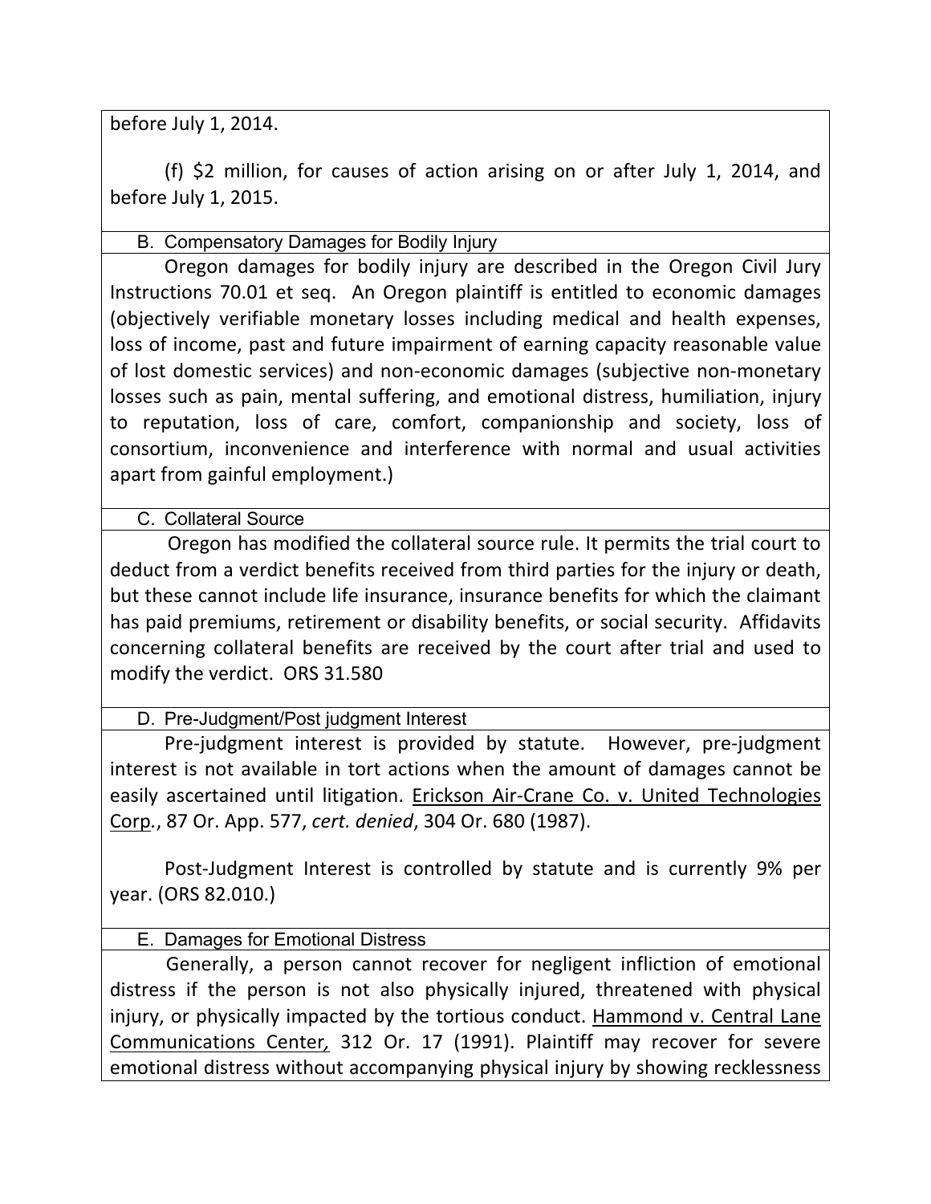before July 1, 2014.

(f) $2 million, for causes of action arising on or after July 1, 2014, and before July 1, 2015.

### B. Compensatory Damages for Bodily Injury

Oregon damages for bodily injury are described in the Oregon Civil Jury Instructions 70.01 et seq. An Oregon plaintiff is entitled to economic damages (objectively verifiable monetary losses including medical and health expenses, loss of income, past and future impairment of earning capacity reasonable value of lost domestic services) and non-economic damages (subjective non-monetary losses such as pain, mental suffering, and emotional distress, humiliation, injury to reputation, loss of care, comfort, companionship and society, loss of consortium, inconvenience and interference with normal and usual activities apart from gainful employment.)

### C. Collateral Source

Oregon has modified the collateral source rule. It permits the trial court to deduct from a verdict benefits received from third parties for the injury or death, but these cannot include life insurance, insurance benefits for which the claimant has paid premiums, retirement or disability benefits, or social security. Affidavits concerning collateral benefits are received by the court after trial and used to modify the verdict. ORS 31.580

### D. Pre-Judgment/Post judgment Interest

Pre-judgment interest is provided by statute. However, pre-judgment interest is not available in tort actions when the amount of damages cannot be easily ascertained until litigation. Erickson Air-Crane Co. v. United Technologies Corp., 87 Or. App. 577, *cert. denied*, 304 Or. 680 (1987).

Post-Judgment Interest is controlled by statute and is currently 9% per year. (ORS 82.010.)

### E. Damages for Emotional Distress

Generally, a person cannot recover for negligent infliction of emotional distress if the person is not also physically injured, threatened with physical injury, or physically impacted by the tortious conduct. Hammond v. Central Lane Communications Center, 312 Or. 17 (1991). Plaintiff may recover for severe emotional distress without accompanying physical injury by showing recklessness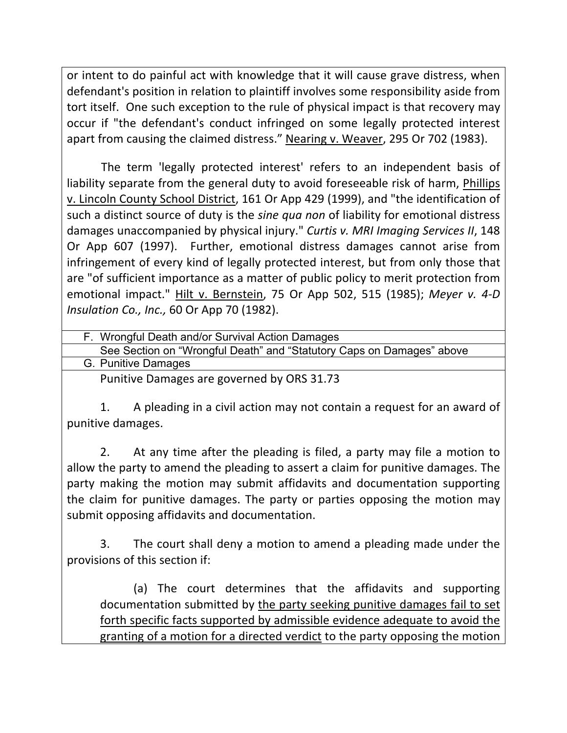or intent to do painful act with knowledge that it will cause grave distress, when defendant's position in relation to plaintiff involves some responsibility aside from tort itself. One such exception to the rule of physical impact is that recovery may occur if "the defendant's conduct infringed on some legally protected interest apart from causing the claimed distress." Nearing v. Weaver, 295 Or 702 (1983).

The term 'legally protected interest' refers to an independent basis of liability separate from the general duty to avoid foreseeable risk of harm, Phillips v. Lincoln County School District, 161 Or App 429 (1999), and "the identification of such a distinct source of duty is the *sine qua non* of liability for emotional distress damages unaccompanied by physical injury." *Curtis v. MRI Imaging Services II*, 148 Or App 607 (1997). Further, emotional distress damages cannot arise from infringement of every kind of legally protected interest, but from only those that are "of sufficient importance as a matter of public policy to merit protection from emotional impact." Hilt v. Bernstein, 75 Or App 502, 515 (1985); *Meyer v. 4-D Insulation Co., Inc.,* 60 Or App 70 (1982).

F. Wrongful Death and/or Survival Action Damages

See Section on "Wrongful Death" and "Statutory Caps on Damages" above

G. Punitive Damages

Punitive Damages are governed by ORS 31.73

1. A pleading in a civil action may not contain a request for an award of punitive damages.

2. At any time after the pleading is filed, a party may file a motion to allow the party to amend the pleading to assert a claim for punitive damages. The party making the motion may submit affidavits and documentation supporting the claim for punitive damages. The party or parties opposing the motion may submit opposing affidavits and documentation.

3. The court shall deny a motion to amend a pleading made under the provisions of this section if:

(a) The court determines that the affidavits and supporting documentation submitted by the party seeking punitive damages fail to set forth specific facts supported by admissible evidence adequate to avoid the granting of a motion for a directed verdict to the party opposing the motion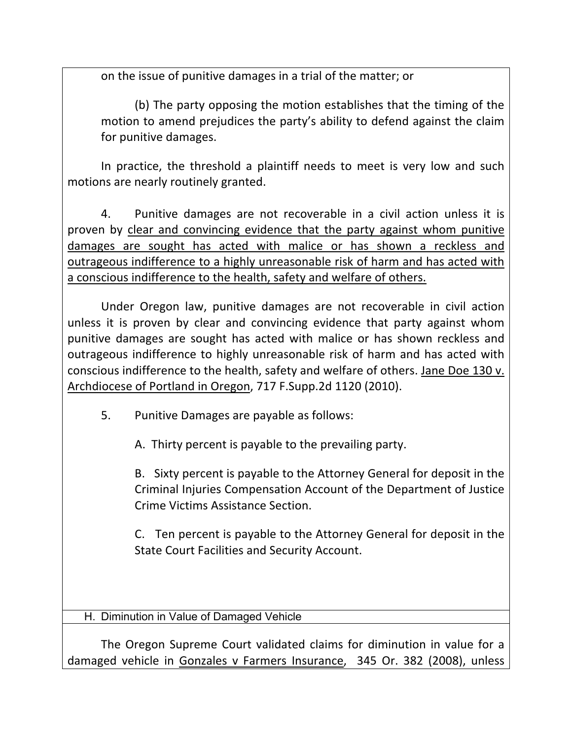on the issue of punitive damages in a trial of the matter; or

(b) The party opposing the motion establishes that the timing of the motion to amend prejudices the party's ability to defend against the claim for punitive damages.

In practice, the threshold a plaintiff needs to meet is very low and such motions are nearly routinely granted.

4. Punitive damages are not recoverable in a civil action unless it is proven by <u>clear and convincing evidence that the party against whom punitive damages are sought has acted with malice or has shown a reckless and outrageous indifference to a highly unreasonable risk of harm and has acted with a conscious indifference to the health, safety and welfare of others.</u>

Under Oregon law, punitive damages are not recoverable in civil action unless it is proven by clear and convincing evidence that party against whom punitive damages are sought has acted with malice or has shown reckless and outrageous indifference to highly unreasonable risk of harm and has acted with conscious indifference to the health, safety and welfare of others. <u>Jane Doe 130 v. Archdiocese of Portland in Oregon</u>, 717 F.Supp.2d 1120 (2010).

5. Punitive Damages are payable as follows:

A. Thirty percent is payable to the prevailing party.

B. Sixty percent is payable to the Attorney General for deposit in the Criminal Injuries Compensation Account of the Department of Justice Crime Victims Assistance Section.

C. Ten percent is payable to the Attorney General for deposit in the State Court Facilities and Security Account.

## H. Diminution in Value of Damaged Vehicle

The Oregon Supreme Court validated claims for diminution in value for a damaged vehicle in <u>Gonzales v Farmers Insurance</u>, 345 Or. 382 (2008), unless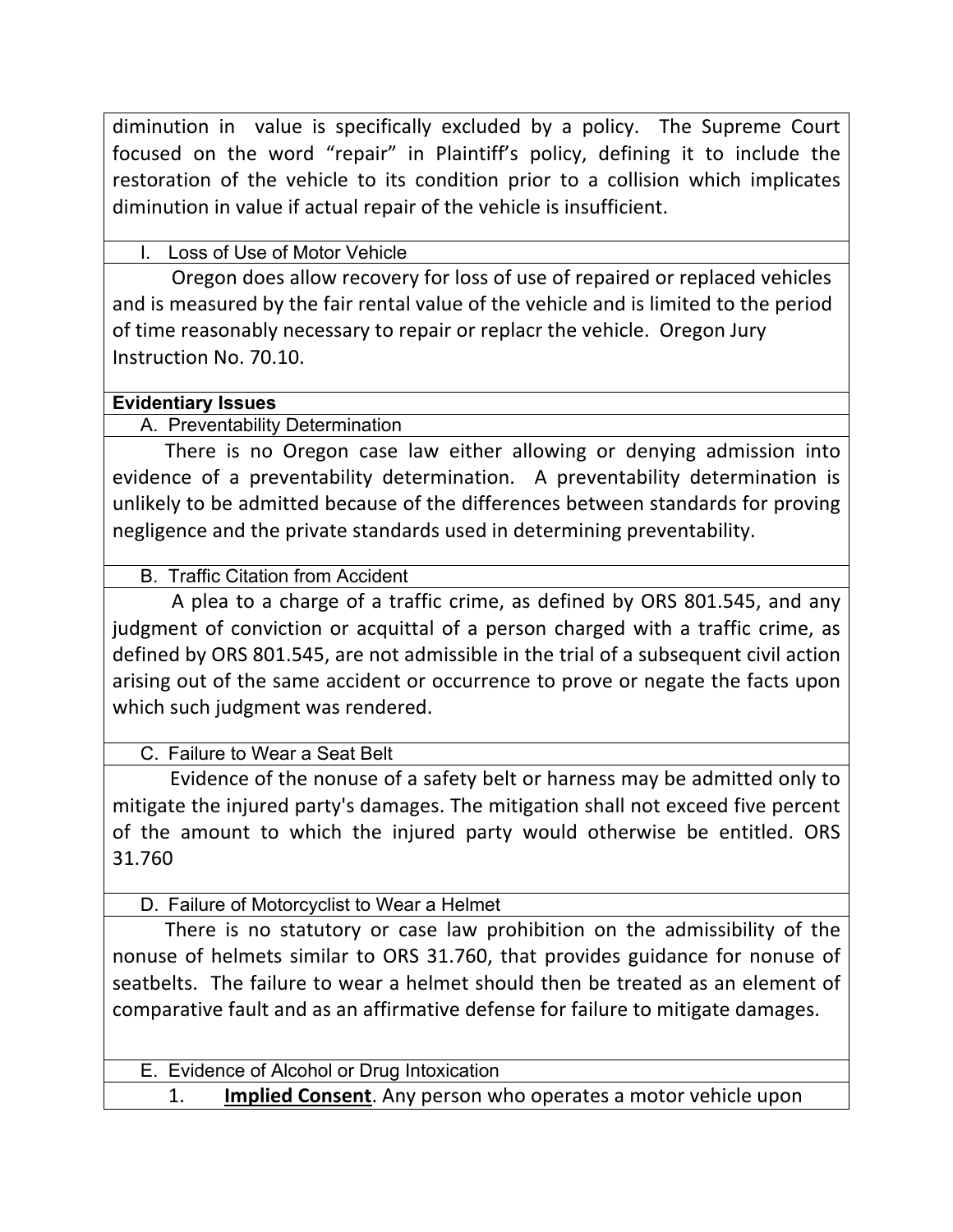diminution in value is specifically excluded by a policy. The Supreme Court focused on the word "repair" in Plaintiff's policy, defining it to include the restoration of the vehicle to its condition prior to a collision which implicates diminution in value if actual repair of the vehicle is insufficient.

I. Loss of Use of Motor Vehicle

Oregon does allow recovery for loss of use of repaired or replaced vehicles and is measured by the fair rental value of the vehicle and is limited to the period of time reasonably necessary to repair or replacr the vehicle. Oregon Jury Instruction No. 70.10.

**Evidentiary Issues**

A. Preventability Determination

There is no Oregon case law either allowing or denying admission into evidence of a preventability determination. A preventability determination is unlikely to be admitted because of the differences between standards for proving negligence and the private standards used in determining preventability.

B. Traffic Citation from Accident

A plea to a charge of a traffic crime, as defined by ORS 801.545, and any judgment of conviction or acquittal of a person charged with a traffic crime, as defined by ORS 801.545, are not admissible in the trial of a subsequent civil action arising out of the same accident or occurrence to prove or negate the facts upon which such judgment was rendered.

C. Failure to Wear a Seat Belt

Evidence of the nonuse of a safety belt or harness may be admitted only to mitigate the injured party's damages. The mitigation shall not exceed five percent of the amount to which the injured party would otherwise be entitled. ORS 31.760

D. Failure of Motorcyclist to Wear a Helmet

There is no statutory or case law prohibition on the admissibility of the nonuse of helmets similar to ORS 31.760, that provides guidance for nonuse of seatbelts. The failure to wear a helmet should then be treated as an element of comparative fault and as an affirmative defense for failure to mitigate damages.

E. Evidence of Alcohol or Drug Intoxication

1. **Implied Consent**. Any person who operates a motor vehicle upon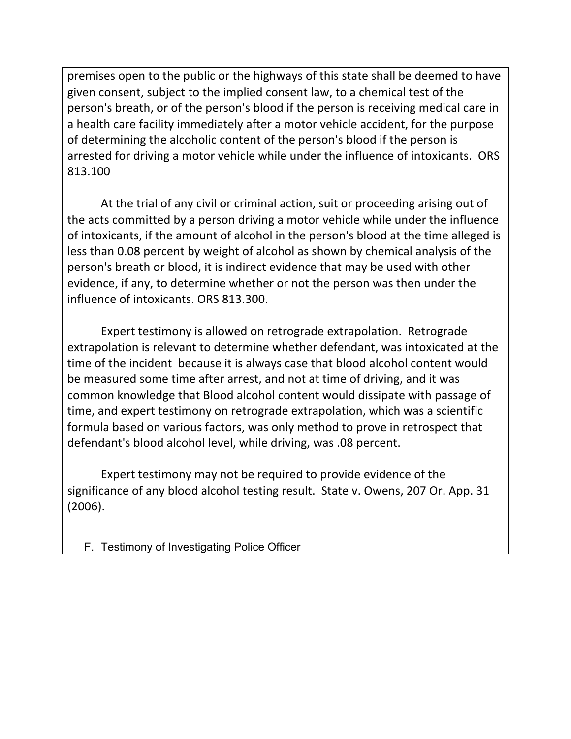premises open to the public or the highways of this state shall be deemed to have given consent, subject to the implied consent law, to a chemical test of the person's breath, or of the person's blood if the person is receiving medical care in a health care facility immediately after a motor vehicle accident, for the purpose of determining the alcoholic content of the person's blood if the person is arrested for driving a motor vehicle while under the influence of intoxicants. ORS 813.100

At the trial of any civil or criminal action, suit or proceeding arising out of the acts committed by a person driving a motor vehicle while under the influence of intoxicants, if the amount of alcohol in the person's blood at the time alleged is less than 0.08 percent by weight of alcohol as shown by chemical analysis of the person's breath or blood, it is indirect evidence that may be used with other evidence, if any, to determine whether or not the person was then under the influence of intoxicants. ORS 813.300.

Expert testimony is allowed on retrograde extrapolation. Retrograde extrapolation is relevant to determine whether defendant, was intoxicated at the time of the incident because it is always case that blood alcohol content would be measured some time after arrest, and not at time of driving, and it was common knowledge that Blood alcohol content would dissipate with passage of time, and expert testimony on retrograde extrapolation, which was a scientific formula based on various factors, was only method to prove in retrospect that defendant's blood alcohol level, while driving, was .08 percent.

Expert testimony may not be required to provide evidence of the significance of any blood alcohol testing result. State v. Owens, 207 Or. App. 31 (2006).

F. Testimony of Investigating Police Officer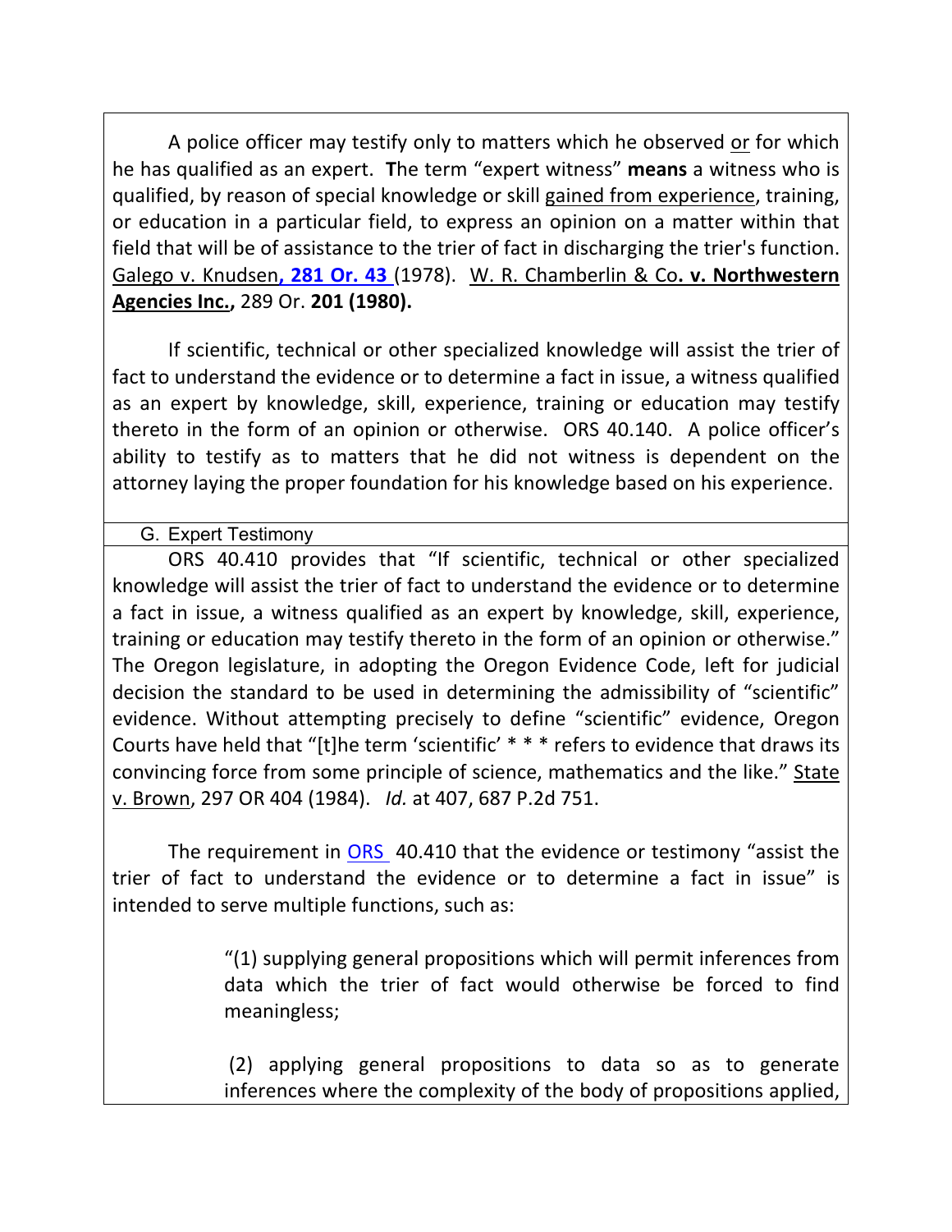A police officer may testify only to matters which he observed or for which he has qualified as an expert. **T**he term "expert witness" **means** a witness who is qualified, by reason of special knowledge or skill gained from experience, training, or education in a particular field, to express an opinion on a matter within that field that will be of assistance to the trier of fact in discharging the trier's function. Galego v. Knudsen**, 281 Or. 43** (1978). W. R. Chamberlin & Co**. v. Northwestern Agencies Inc.,** 289 Or. **201 (1980).**

If scientific, technical or other specialized knowledge will assist the trier of fact to understand the evidence or to determine a fact in issue, a witness qualified as an expert by knowledge, skill, experience, training or education may testify thereto in the form of an opinion or otherwise. ORS 40.140. A police officer's ability to testify as to matters that he did not witness is dependent on the attorney laying the proper foundation for his knowledge based on his experience.

## G. Expert Testimony

ORS 40.410 provides that "If scientific, technical or other specialized knowledge will assist the trier of fact to understand the evidence or to determine a fact in issue, a witness qualified as an expert by knowledge, skill, experience, training or education may testify thereto in the form of an opinion or otherwise." The Oregon legislature, in adopting the Oregon Evidence Code, left for judicial decision the standard to be used in determining the admissibility of "scientific" evidence. Without attempting precisely to define "scientific" evidence, Oregon Courts have held that "[t]he term 'scientific' * * * refers to evidence that draws its convincing force from some principle of science, mathematics and the like." State v. Brown, 297 OR 404 (1984). *Id.* at 407, 687 P.2d 751.

The requirement in ORS 40.410 that the evidence or testimony "assist the trier of fact to understand the evidence or to determine a fact in issue" is intended to serve multiple functions, such as:

> "(1) supplying general propositions which will permit inferences from data which the trier of fact would otherwise be forced to find meaningless;
>
> (2) applying general propositions to data so as to generate inferences where the complexity of the body of propositions applied,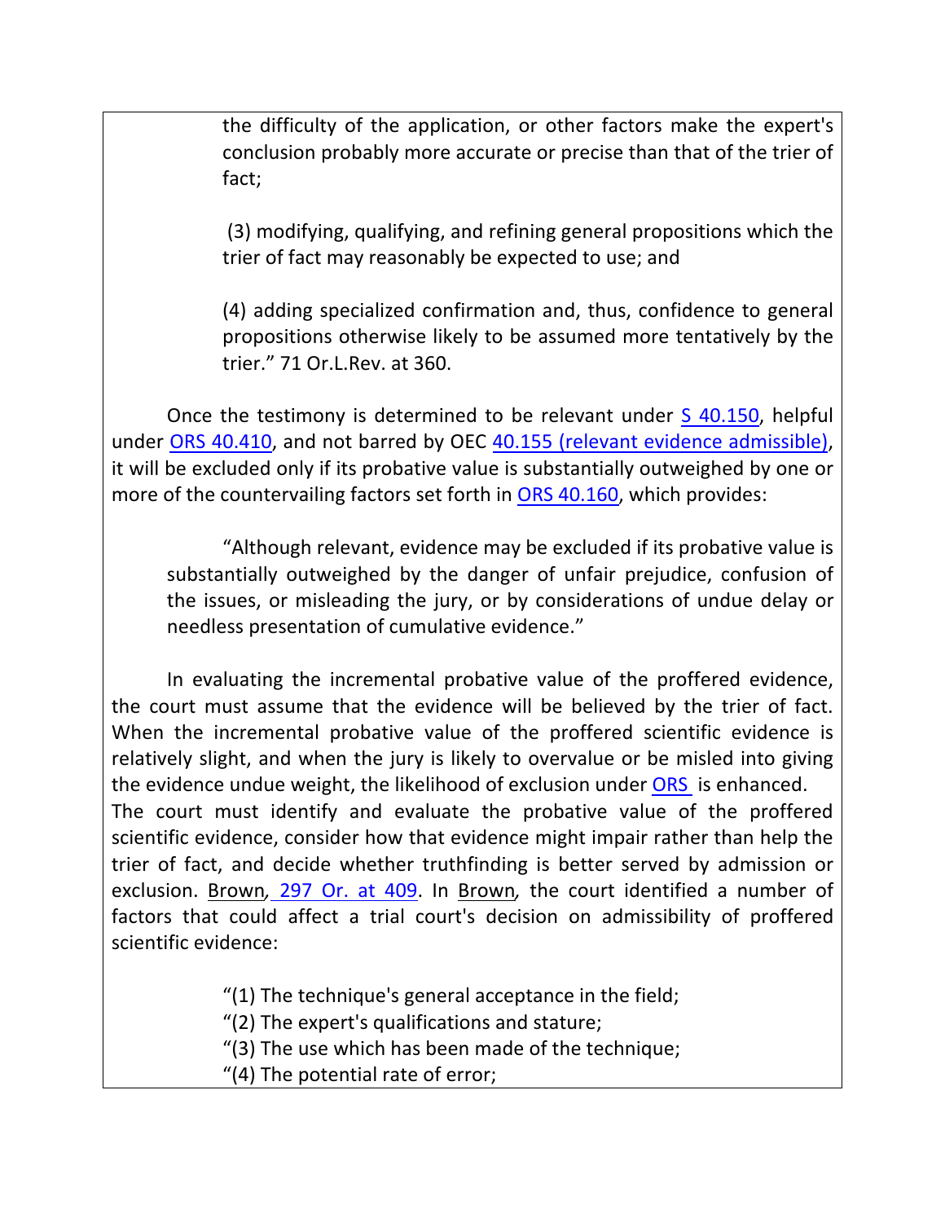the difficulty of the application, or other factors make the expert's conclusion probably more accurate or precise than that of the trier of fact;

(3) modifying, qualifying, and refining general propositions which the trier of fact may reasonably be expected to use; and

(4) adding specialized confirmation and, thus, confidence to general propositions otherwise likely to be assumed more tentatively by the trier." 71 Or.L.Rev. at 360.

Once the testimony is determined to be relevant under S 40.150, helpful under ORS 40.410, and not barred by OEC 40.155 (relevant evidence admissible), it will be excluded only if its probative value is substantially outweighed by one or more of the countervailing factors set forth in ORS 40.160, which provides:

> "Although relevant, evidence may be excluded if its probative value is substantially outweighed by the danger of unfair prejudice, confusion of the issues, or misleading the jury, or by considerations of undue delay or needless presentation of cumulative evidence."

In evaluating the incremental probative value of the proffered evidence, the court must assume that the evidence will be believed by the trier of fact. When the incremental probative value of the proffered scientific evidence is relatively slight, and when the jury is likely to overvalue or be misled into giving the evidence undue weight, the likelihood of exclusion under ORS is enhanced. The court must identify and evaluate the probative value of the proffered scientific evidence, consider how that evidence might impair rather than help the trier of fact, and decide whether truthfinding is better served by admission or exclusion. Brown, 297 Or. at 409. In Brown, the court identified a number of factors that could affect a trial court's decision on admissibility of proffered scientific evidence:

"(1) The technique's general acceptance in the field;
"(2) The expert's qualifications and stature;
"(3) The use which has been made of the technique;
"(4) The potential rate of error;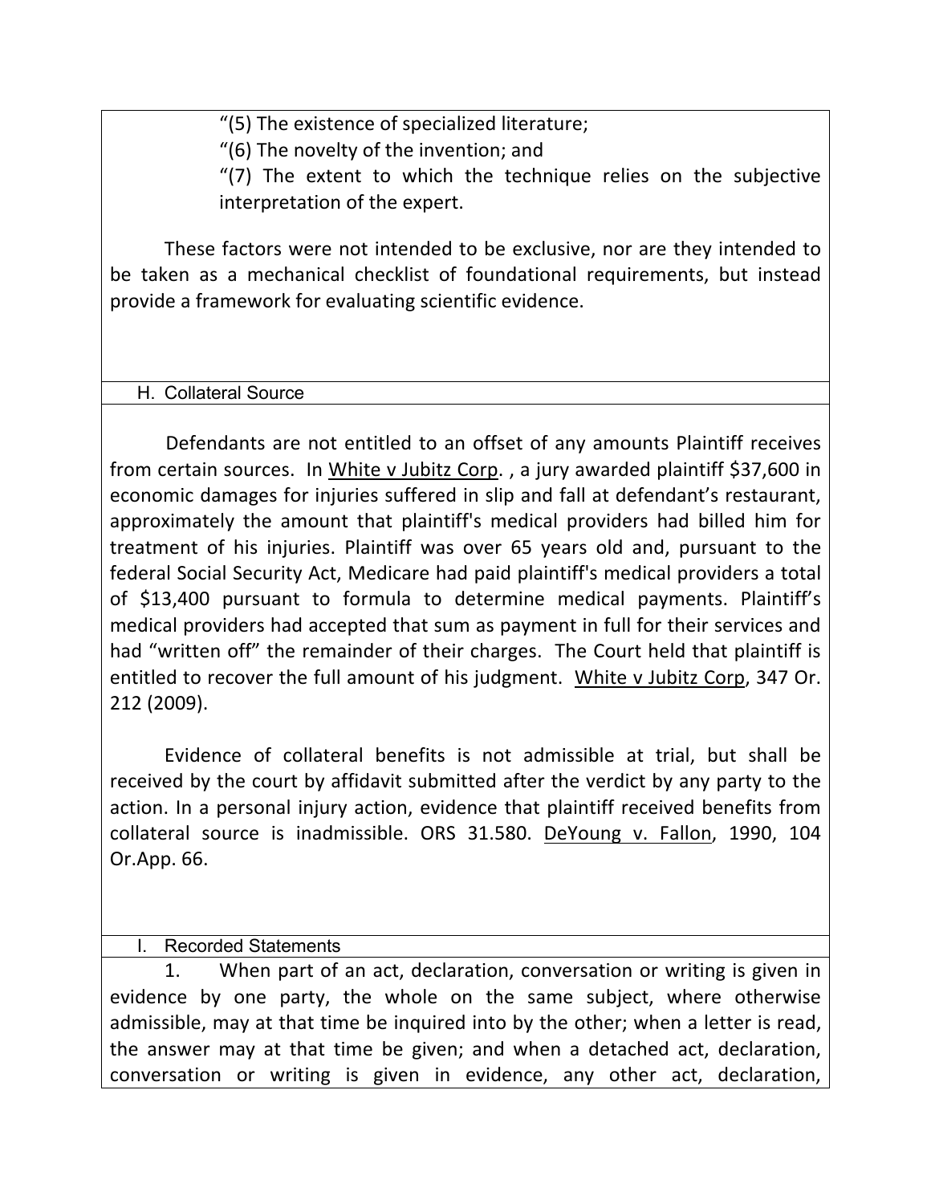"(5) The existence of specialized literature;

"(6) The novelty of the invention; and

"(7) The extent to which the technique relies on the subjective interpretation of the expert.

These factors were not intended to be exclusive, nor are they intended to be taken as a mechanical checklist of foundational requirements, but instead provide a framework for evaluating scientific evidence.

## H. Collateral Source

Defendants are not entitled to an offset of any amounts Plaintiff receives from certain sources. In White v Jubitz Corp. , a jury awarded plaintiff $37,600 in economic damages for injuries suffered in slip and fall at defendant's restaurant, approximately the amount that plaintiff's medical providers had billed him for treatment of his injuries. Plaintiff was over 65 years old and, pursuant to the federal Social Security Act, Medicare had paid plaintiff's medical providers a total of $13,400 pursuant to formula to determine medical payments. Plaintiff's medical providers had accepted that sum as payment in full for their services and had "written off" the remainder of their charges. The Court held that plaintiff is entitled to recover the full amount of his judgment. White v Jubitz Corp, 347 Or. 212 (2009).

Evidence of collateral benefits is not admissible at trial, but shall be received by the court by affidavit submitted after the verdict by any party to the action. In a personal injury action, evidence that plaintiff received benefits from collateral source is inadmissible. ORS 31.580. DeYoung v. Fallon, 1990, 104 Or.App. 66.

## I. Recorded Statements

1. When part of an act, declaration, conversation or writing is given in evidence by one party, the whole on the same subject, where otherwise admissible, may at that time be inquired into by the other; when a letter is read, the answer may at that time be given; and when a detached act, declaration, conversation or writing is given in evidence, any other act, declaration,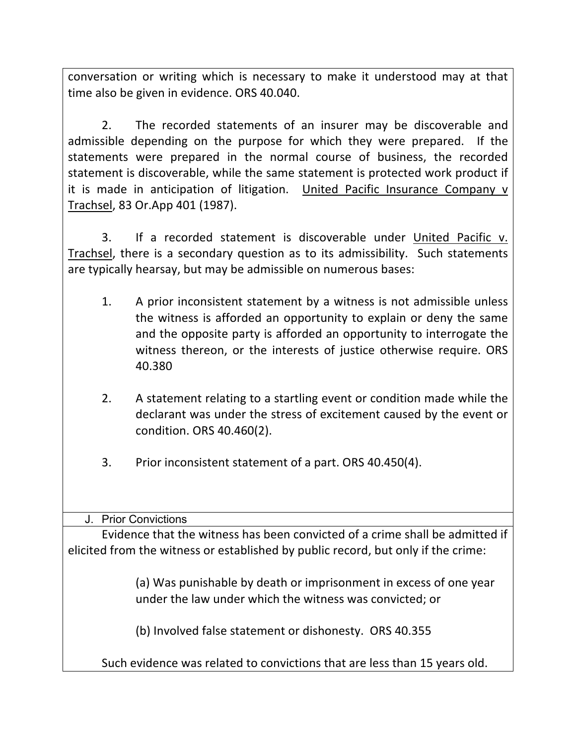conversation or writing which is necessary to make it understood may at that time also be given in evidence. ORS 40.040.

2. The recorded statements of an insurer may be discoverable and admissible depending on the purpose for which they were prepared. If the statements were prepared in the normal course of business, the recorded statement is discoverable, while the same statement is protected work product if it is made in anticipation of litigation. United Pacific Insurance Company v Trachsel, 83 Or.App 401 (1987).

3. If a recorded statement is discoverable under United Pacific v. Trachsel, there is a secondary question as to its admissibility. Such statements are typically hearsay, but may be admissible on numerous bases:

1. A prior inconsistent statement by a witness is not admissible unless the witness is afforded an opportunity to explain or deny the same and the opposite party is afforded an opportunity to interrogate the witness thereon, or the interests of justice otherwise require. ORS 40.380

2. A statement relating to a startling event or condition made while the declarant was under the stress of excitement caused by the event or condition. ORS 40.460(2).

3. Prior inconsistent statement of a part. ORS 40.450(4).

## J. Prior Convictions

Evidence that the witness has been convicted of a crime shall be admitted if elicited from the witness or established by public record, but only if the crime:

(a) Was punishable by death or imprisonment in excess of one year under the law under which the witness was convicted; or

(b) Involved false statement or dishonesty. ORS 40.355

Such evidence was related to convictions that are less than 15 years old.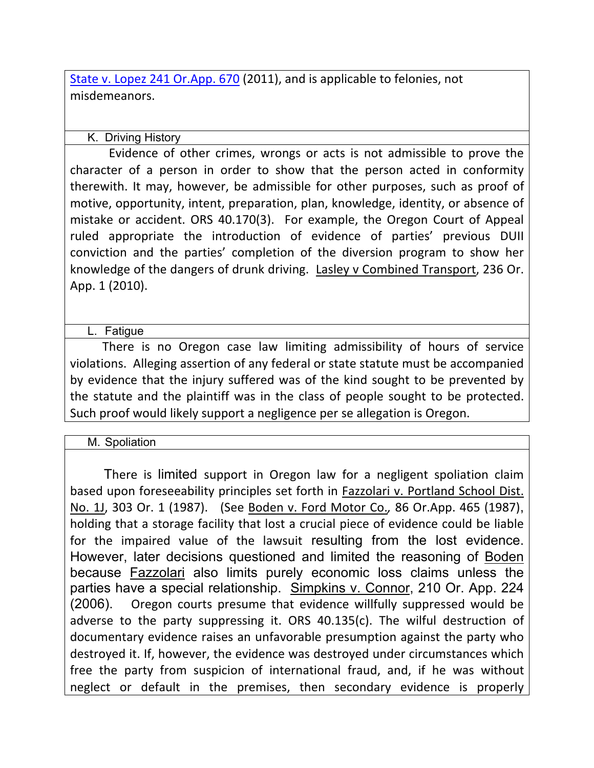State v. Lopez 241 Or.App. 670 (2011), and is applicable to felonies, not misdemeanors.

K. Driving History

Evidence of other crimes, wrongs or acts is not admissible to prove the character of a person in order to show that the person acted in conformity therewith. It may, however, be admissible for other purposes, such as proof of motive, opportunity, intent, preparation, plan, knowledge, identity, or absence of mistake or accident. ORS 40.170(3). For example, the Oregon Court of Appeal ruled appropriate the introduction of evidence of parties' previous DUII conviction and the parties' completion of the diversion program to show her knowledge of the dangers of drunk driving. Lasley v Combined Transport, 236 Or. App. 1 (2010).

L. Fatigue

There is no Oregon case law limiting admissibility of hours of service violations. Alleging assertion of any federal or state statute must be accompanied by evidence that the injury suffered was of the kind sought to be prevented by the statute and the plaintiff was in the class of people sought to be protected. Such proof would likely support a negligence per se allegation is Oregon.

M. Spoliation

There is limited support in Oregon law for a negligent spoliation claim based upon foreseeability principles set forth in Fazzolari v. Portland School Dist. No. 1J, 303 Or. 1 (1987). (See Boden v. Ford Motor Co., 86 Or.App. 465 (1987), holding that a storage facility that lost a crucial piece of evidence could be liable for the impaired value of the lawsuit resulting from the lost evidence. However, later decisions questioned and limited the reasoning of Boden because Fazzolari also limits purely economic loss claims unless the parties have a special relationship. Simpkins v. Connor, 210 Or. App. 224 (2006). Oregon courts presume that evidence willfully suppressed would be adverse to the party suppressing it. ORS 40.135(c). The wilful destruction of documentary evidence raises an unfavorable presumption against the party who destroyed it. If, however, the evidence was destroyed under circumstances which free the party from suspicion of international fraud, and, if he was without neglect or default in the premises, then secondary evidence is properly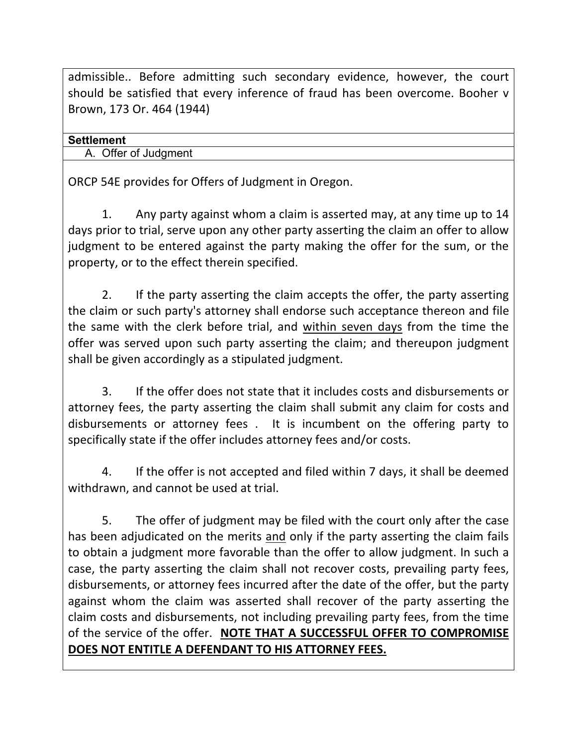admissible.. Before admitting such secondary evidence, however, the court should be satisfied that every inference of fraud has been overcome. Booher v Brown, 173 Or. 464 (1944)

**Settlement**

A. Offer of Judgment

ORCP 54E provides for Offers of Judgment in Oregon.

1. Any party against whom a claim is asserted may, at any time up to 14 days prior to trial, serve upon any other party asserting the claim an offer to allow judgment to be entered against the party making the offer for the sum, or the property, or to the effect therein specified.

2. If the party asserting the claim accepts the offer, the party asserting the claim or such party's attorney shall endorse such acceptance thereon and file the same with the clerk before trial, and <u>within seven days</u> from the time the offer was served upon such party asserting the claim; and thereupon judgment shall be given accordingly as a stipulated judgment.

3. If the offer does not state that it includes costs and disbursements or attorney fees, the party asserting the claim shall submit any claim for costs and disbursements or attorney fees . It is incumbent on the offering party to specifically state if the offer includes attorney fees and/or costs.

4. If the offer is not accepted and filed within 7 days, it shall be deemed withdrawn, and cannot be used at trial.

5. The offer of judgment may be filed with the court only after the case has been adjudicated on the merits <u>and</u> only if the party asserting the claim fails to obtain a judgment more favorable than the offer to allow judgment. In such a case, the party asserting the claim shall not recover costs, prevailing party fees, disbursements, or attorney fees incurred after the date of the offer, but the party against whom the claim was asserted shall recover of the party asserting the claim costs and disbursements, not including prevailing party fees, from the time of the service of the offer. **<u>NOTE THAT A SUCCESSFUL OFFER TO COMPROMISE DOES NOT ENTITLE A DEFENDANT TO HIS ATTORNEY FEES.</u>**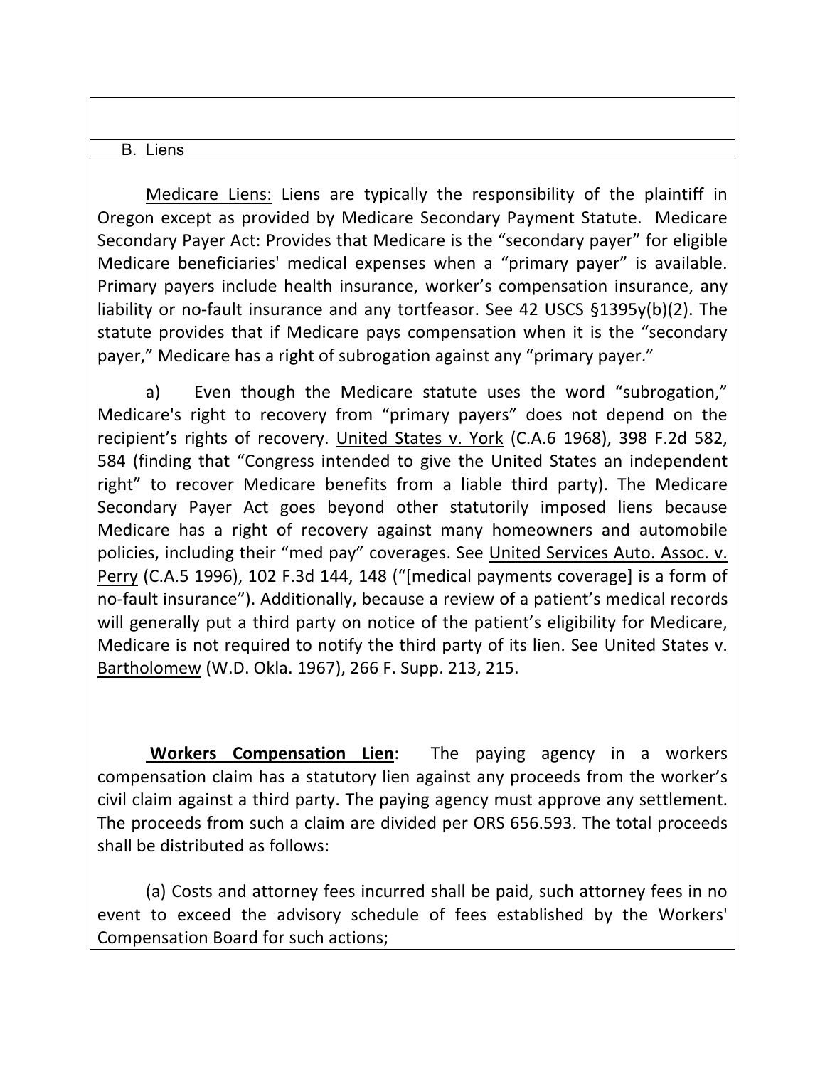## B. Liens

Medicare Liens: Liens are typically the responsibility of the plaintiff in Oregon except as provided by Medicare Secondary Payment Statute. Medicare Secondary Payer Act: Provides that Medicare is the "secondary payer" for eligible Medicare beneficiaries' medical expenses when a "primary payer" is available. Primary payers include health insurance, worker's compensation insurance, any liability or no-fault insurance and any tortfeasor. See 42 USCS §1395y(b)(2). The statute provides that if Medicare pays compensation when it is the "secondary payer," Medicare has a right of subrogation against any "primary payer."

a) Even though the Medicare statute uses the word "subrogation," Medicare's right to recovery from "primary payers" does not depend on the recipient's rights of recovery. United States v. York (C.A.6 1968), 398 F.2d 582, 584 (finding that "Congress intended to give the United States an independent right" to recover Medicare benefits from a liable third party). The Medicare Secondary Payer Act goes beyond other statutorily imposed liens because Medicare has a right of recovery against many homeowners and automobile policies, including their "med pay" coverages. See United Services Auto. Assoc. v. Perry (C.A.5 1996), 102 F.3d 144, 148 ("[medical payments coverage] is a form of no-fault insurance"). Additionally, because a review of a patient's medical records will generally put a third party on notice of the patient's eligibility for Medicare, Medicare is not required to notify the third party of its lien. See United States v. Bartholomew (W.D. Okla. 1967), 266 F. Supp. 213, 215.

**Workers Compensation Lien**: The paying agency in a workers compensation claim has a statutory lien against any proceeds from the worker's civil claim against a third party. The paying agency must approve any settlement. The proceeds from such a claim are divided per ORS 656.593. The total proceeds shall be distributed as follows:

(a) Costs and attorney fees incurred shall be paid, such attorney fees in no event to exceed the advisory schedule of fees established by the Workers' Compensation Board for such actions;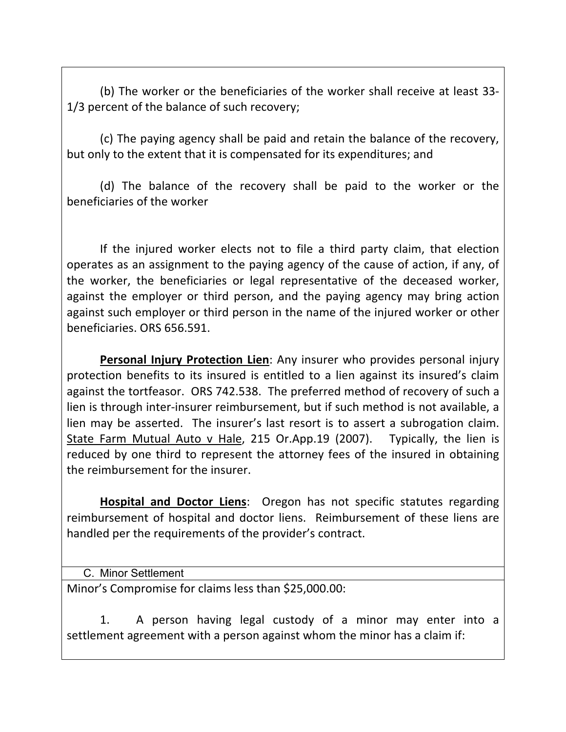(b) The worker or the beneficiaries of the worker shall receive at least 33-1/3 percent of the balance of such recovery;

(c) The paying agency shall be paid and retain the balance of the recovery, but only to the extent that it is compensated for its expenditures; and

(d) The balance of the recovery shall be paid to the worker or the beneficiaries of the worker

If the injured worker elects not to file a third party claim, that election operates as an assignment to the paying agency of the cause of action, if any, of the worker, the beneficiaries or legal representative of the deceased worker, against the employer or third person, and the paying agency may bring action against such employer or third person in the name of the injured worker or other beneficiaries. ORS 656.591.

**Personal Injury Protection Lien**: Any insurer who provides personal injury protection benefits to its insured is entitled to a lien against its insured's claim against the tortfeasor. ORS 742.538. The preferred method of recovery of such a lien is through inter-insurer reimbursement, but if such method is not available, a lien may be asserted. The insurer's last resort is to assert a subrogation claim. State Farm Mutual Auto v Hale, 215 Or.App.19 (2007). Typically, the lien is reduced by one third to represent the attorney fees of the insured in obtaining the reimbursement for the insurer.

**Hospital and Doctor Liens**: Oregon has not specific statutes regarding reimbursement of hospital and doctor liens. Reimbursement of these liens are handled per the requirements of the provider's contract.

C. Minor Settlement

Minor's Compromise for claims less than $25,000.00:

1. A person having legal custody of a minor may enter into a settlement agreement with a person against whom the minor has a claim if: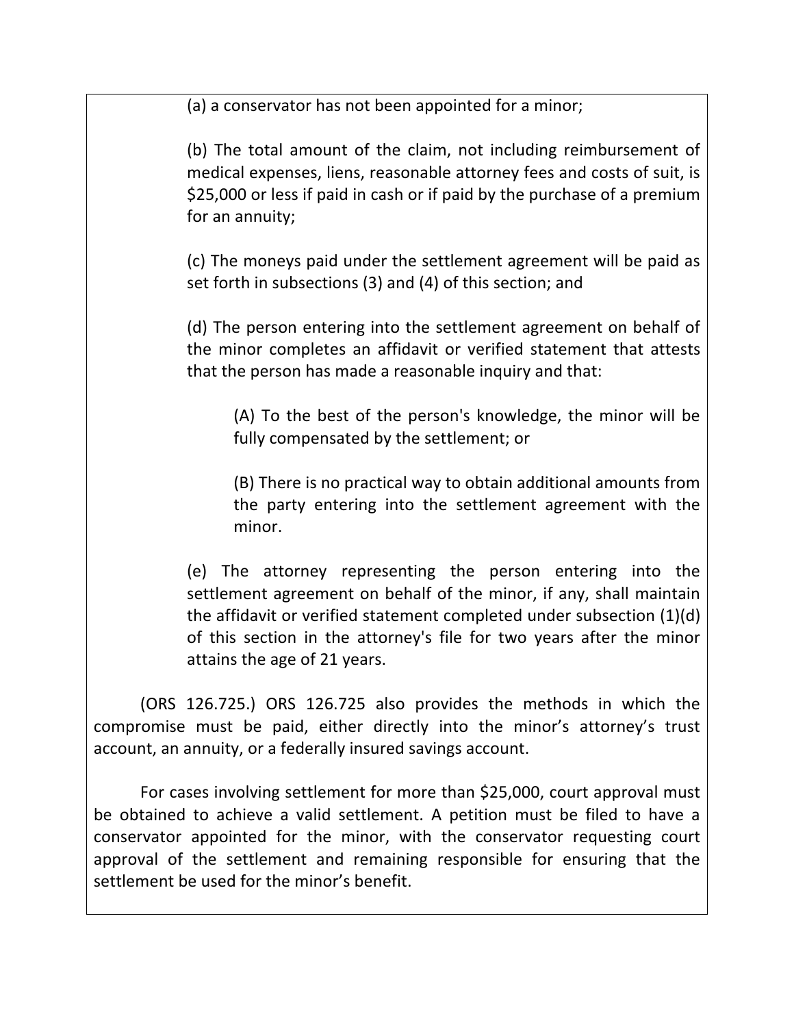(a) a conservator has not been appointed for a minor;

(b) The total amount of the claim, not including reimbursement of medical expenses, liens, reasonable attorney fees and costs of suit, is $25,000 or less if paid in cash or if paid by the purchase of a premium for an annuity;

(c) The moneys paid under the settlement agreement will be paid as set forth in subsections (3) and (4) of this section; and

(d) The person entering into the settlement agreement on behalf of the minor completes an affidavit or verified statement that attests that the person has made a reasonable inquiry and that:

> (A) To the best of the person's knowledge, the minor will be fully compensated by the settlement; or
>
> (B) There is no practical way to obtain additional amounts from the party entering into the settlement agreement with the minor.

(e) The attorney representing the person entering into the settlement agreement on behalf of the minor, if any, shall maintain the affidavit or verified statement completed under subsection (1)(d) of this section in the attorney's file for two years after the minor attains the age of 21 years.

(ORS 126.725.) ORS 126.725 also provides the methods in which the compromise must be paid, either directly into the minor's attorney's trust account, an annuity, or a federally insured savings account.

For cases involving settlement for more than $25,000, court approval must be obtained to achieve a valid settlement. A petition must be filed to have a conservator appointed for the minor, with the conservator requesting court approval of the settlement and remaining responsible for ensuring that the settlement be used for the minor's benefit.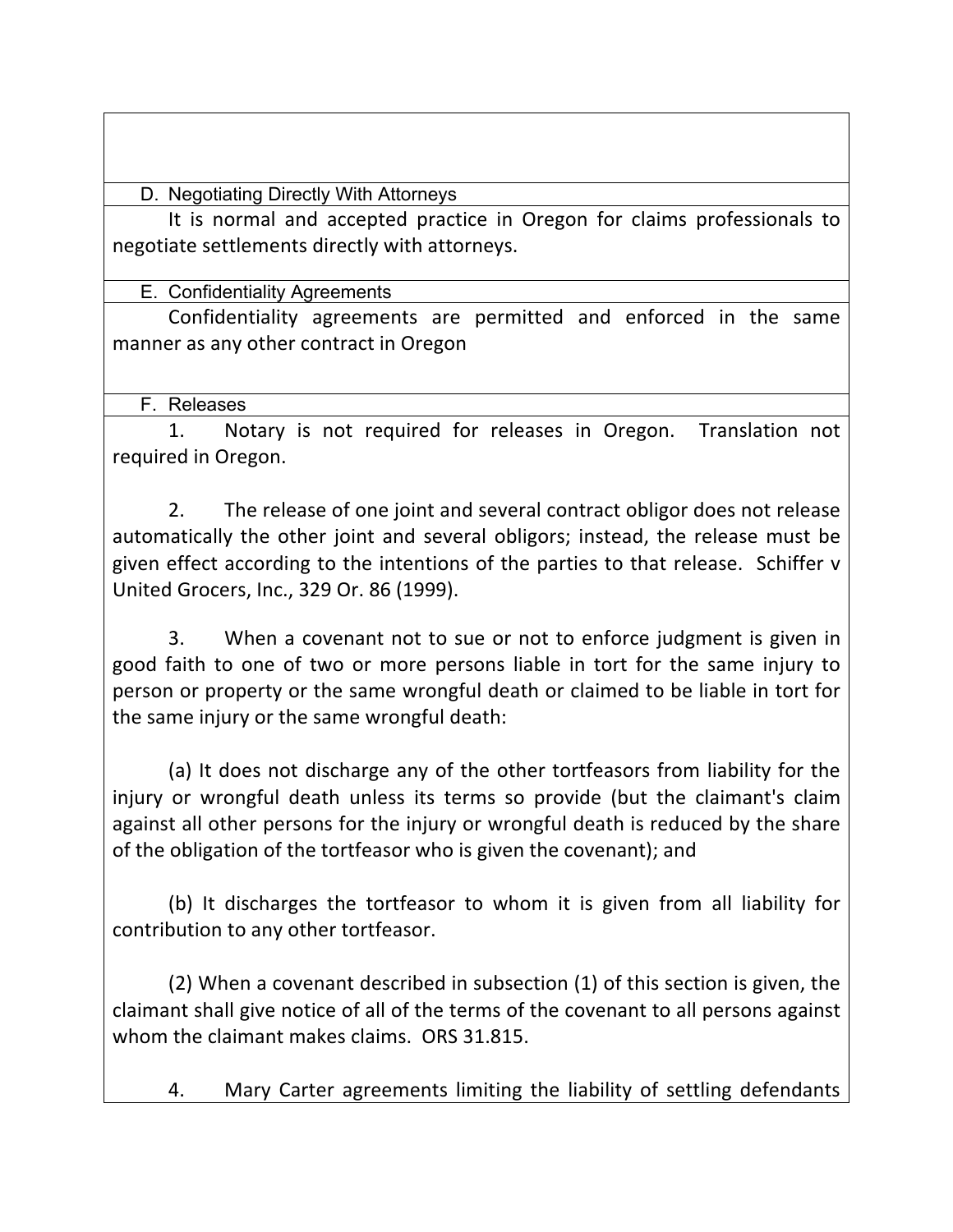### D. Negotiating Directly With Attorneys

It is normal and accepted practice in Oregon for claims professionals to negotiate settlements directly with attorneys.

### E. Confidentiality Agreements

Confidentiality agreements are permitted and enforced in the same manner as any other contract in Oregon

### F. Releases

1. Notary is not required for releases in Oregon. Translation not required in Oregon.

2. The release of one joint and several contract obligor does not release automatically the other joint and several obligors; instead, the release must be given effect according to the intentions of the parties to that release. Schiffer v United Grocers, Inc., 329 Or. 86 (1999).

3. When a covenant not to sue or not to enforce judgment is given in good faith to one of two or more persons liable in tort for the same injury to person or property or the same wrongful death or claimed to be liable in tort for the same injury or the same wrongful death:

(a) It does not discharge any of the other tortfeasors from liability for the injury or wrongful death unless its terms so provide (but the claimant's claim against all other persons for the injury or wrongful death is reduced by the share of the obligation of the tortfeasor who is given the covenant); and

(b) It discharges the tortfeasor to whom it is given from all liability for contribution to any other tortfeasor.

(2) When a covenant described in subsection (1) of this section is given, the claimant shall give notice of all of the terms of the covenant to all persons against whom the claimant makes claims. ORS 31.815.

4. Mary Carter agreements limiting the liability of settling defendants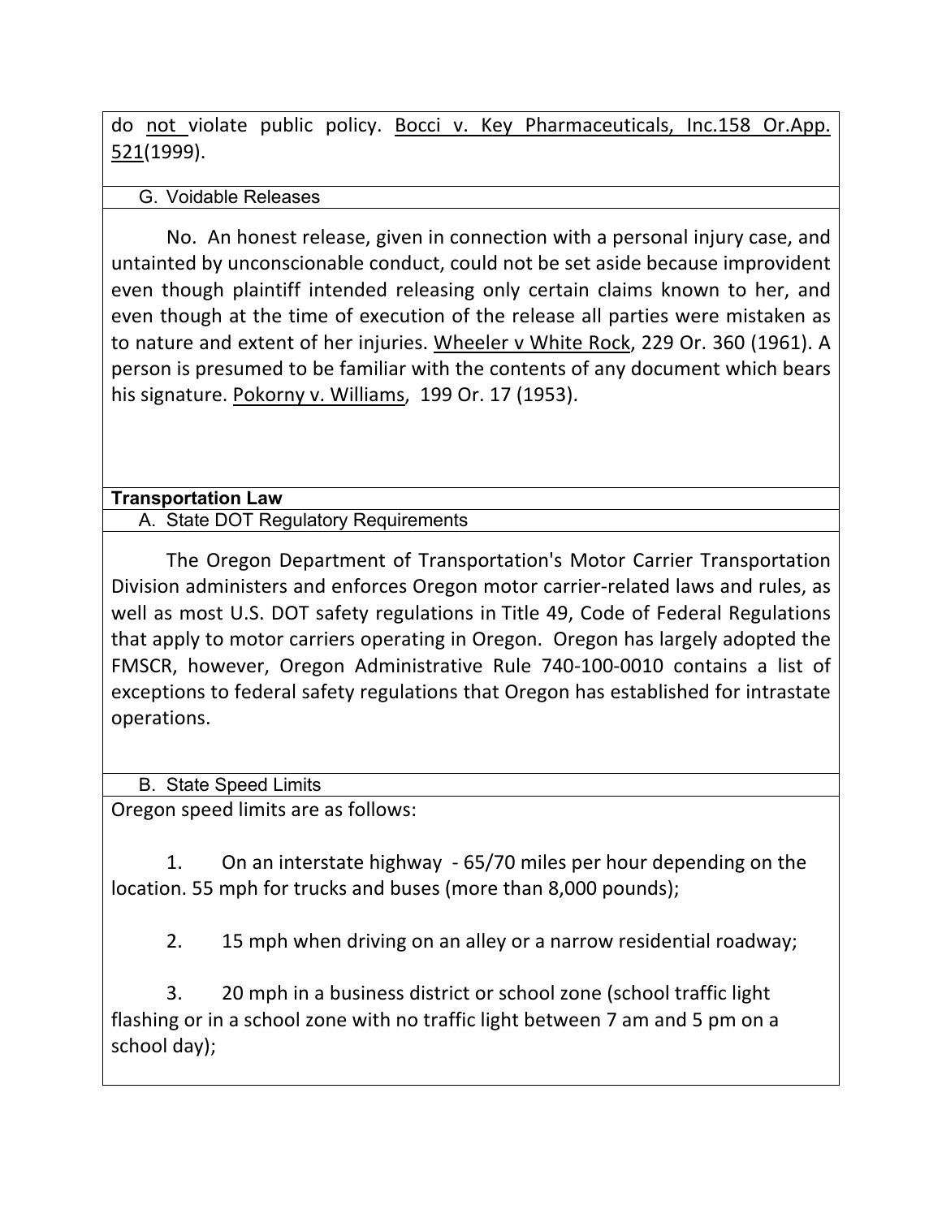do not violate public policy. Bocci v. Key Pharmaceuticals, Inc.158 Or.App. 521(1999).

G. Voidable Releases

No. An honest release, given in connection with a personal injury case, and untainted by unconscionable conduct, could not be set aside because improvident even though plaintiff intended releasing only certain claims known to her, and even though at the time of execution of the release all parties were mistaken as to nature and extent of her injuries. Wheeler v White Rock, 229 Or. 360 (1961). A person is presumed to be familiar with the contents of any document which bears his signature. Pokorny v. Williams, 199 Or. 17 (1953).

**Transportation Law**

A. State DOT Regulatory Requirements

The Oregon Department of Transportation's Motor Carrier Transportation Division administers and enforces Oregon motor carrier-related laws and rules, as well as most U.S. DOT safety regulations in Title 49, Code of Federal Regulations that apply to motor carriers operating in Oregon. Oregon has largely adopted the FMSCR, however, Oregon Administrative Rule 740-100-0010 contains a list of exceptions to federal safety regulations that Oregon has established for intrastate operations.

B. State Speed Limits

Oregon speed limits are as follows:

1. On an interstate highway - 65/70 miles per hour depending on the location. 55 mph for trucks and buses (more than 8,000 pounds);

2. 15 mph when driving on an alley or a narrow residential roadway;

3. 20 mph in a business district or school zone (school traffic light flashing or in a school zone with no traffic light between 7 am and 5 pm on a school day);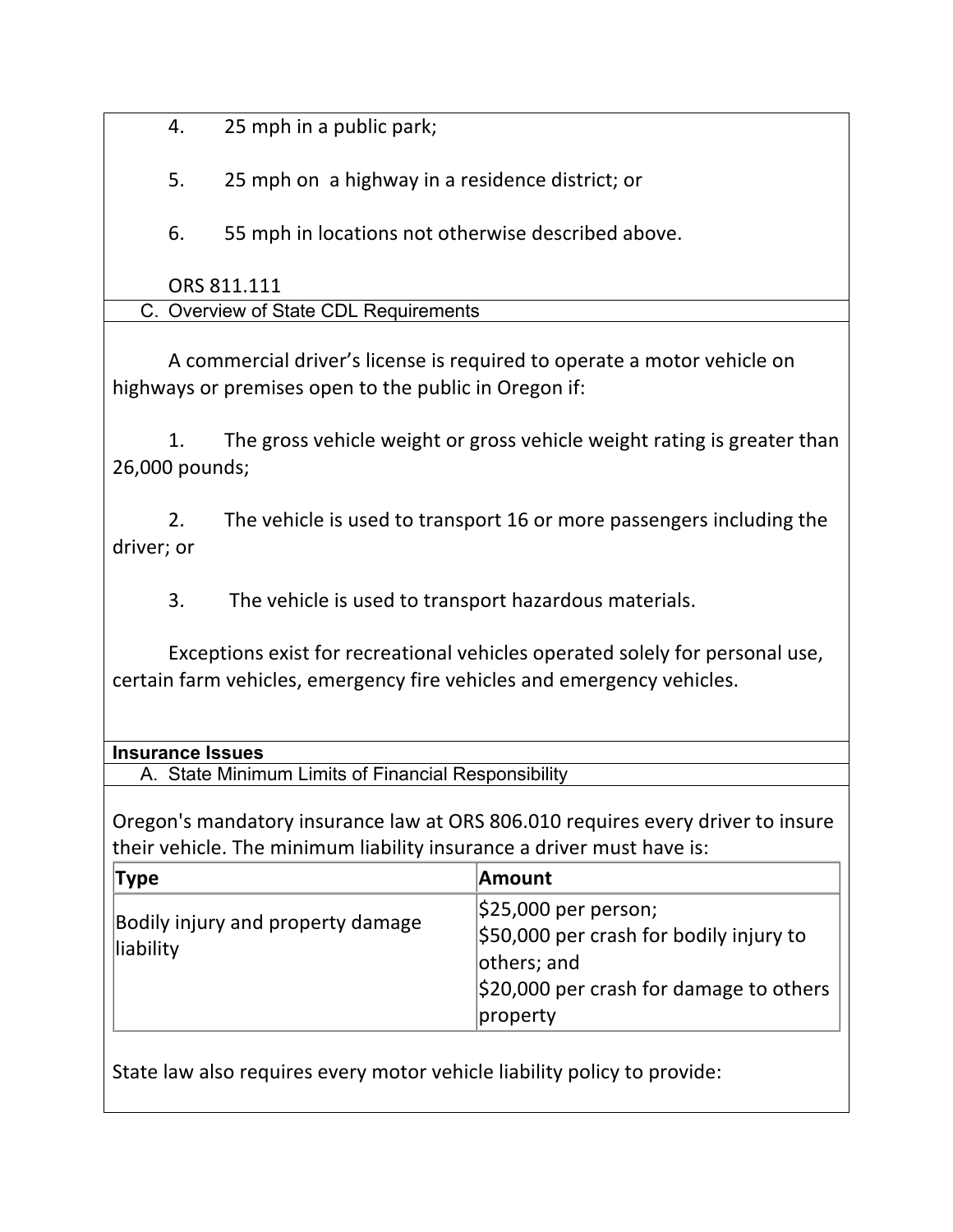4. 25 mph in a public park;

5. 25 mph on  a highway in a residence district; or

6. 55 mph in locations not otherwise described above.

ORS 811.111

C. Overview of State CDL Requirements

A commercial driver's license is required to operate a motor vehicle on highways or premises open to the public in Oregon if:

1. The gross vehicle weight or gross vehicle weight rating is greater than 26,000 pounds;

2. The vehicle is used to transport 16 or more passengers including the driver; or

3. The vehicle is used to transport hazardous materials.

Exceptions exist for recreational vehicles operated solely for personal use, certain farm vehicles, emergency fire vehicles and emergency vehicles.

**Insurance Issues**

A. State Minimum Limits of Financial Responsibility

Oregon's mandatory insurance law at ORS 806.010 requires every driver to insure their vehicle. The minimum liability insurance a driver must have is:

| **Type** | **Amount** |
|---|---|
| Bodily injury and property damage liability | $25,000 per person;<br>$50,000 per crash for bodily injury to others; and<br>$20,000 per crash for damage to others property |

State law also requires every motor vehicle liability policy to provide: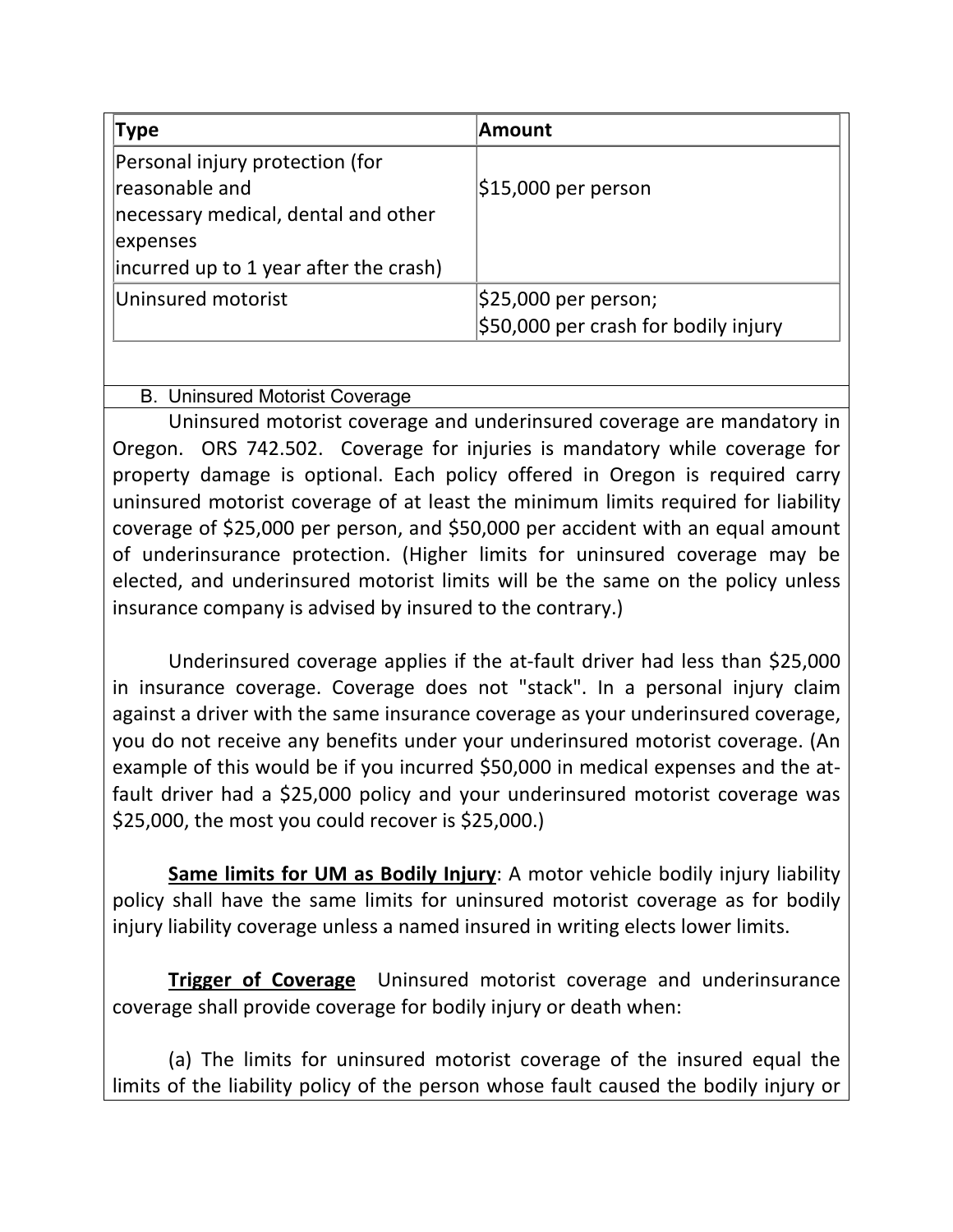| Type | Amount |
| --- | --- |
| Personal injury protection (for reasonable and necessary medical, dental and other expenses incurred up to 1 year after the crash) | $15,000 per person |
| Uninsured motorist | $25,000 per person; $50,000 per crash for bodily injury |

B. Uninsured Motorist Coverage

Uninsured motorist coverage and underinsured coverage are mandatory in Oregon. ORS 742.502. Coverage for injuries is mandatory while coverage for property damage is optional. Each policy offered in Oregon is required carry uninsured motorist coverage of at least the minimum limits required for liability coverage of $25,000 per person, and $50,000 per accident with an equal amount of underinsurance protection. (Higher limits for uninsured coverage may be elected, and underinsured motorist limits will be the same on the policy unless insurance company is advised by insured to the contrary.)

Underinsured coverage applies if the at-fault driver had less than $25,000 in insurance coverage. Coverage does not "stack". In a personal injury claim against a driver with the same insurance coverage as your underinsured coverage, you do not receive any benefits under your underinsured motorist coverage. (An example of this would be if you incurred $50,000 in medical expenses and the at-fault driver had a $25,000 policy and your underinsured motorist coverage was $25,000, the most you could recover is $25,000.)

**Same limits for UM as Bodily Injury**: A motor vehicle bodily injury liability policy shall have the same limits for uninsured motorist coverage as for bodily injury liability coverage unless a named insured in writing elects lower limits.

**Trigger of Coverage** Uninsured motorist coverage and underinsurance coverage shall provide coverage for bodily injury or death when:

(a) The limits for uninsured motorist coverage of the insured equal the limits of the liability policy of the person whose fault caused the bodily injury or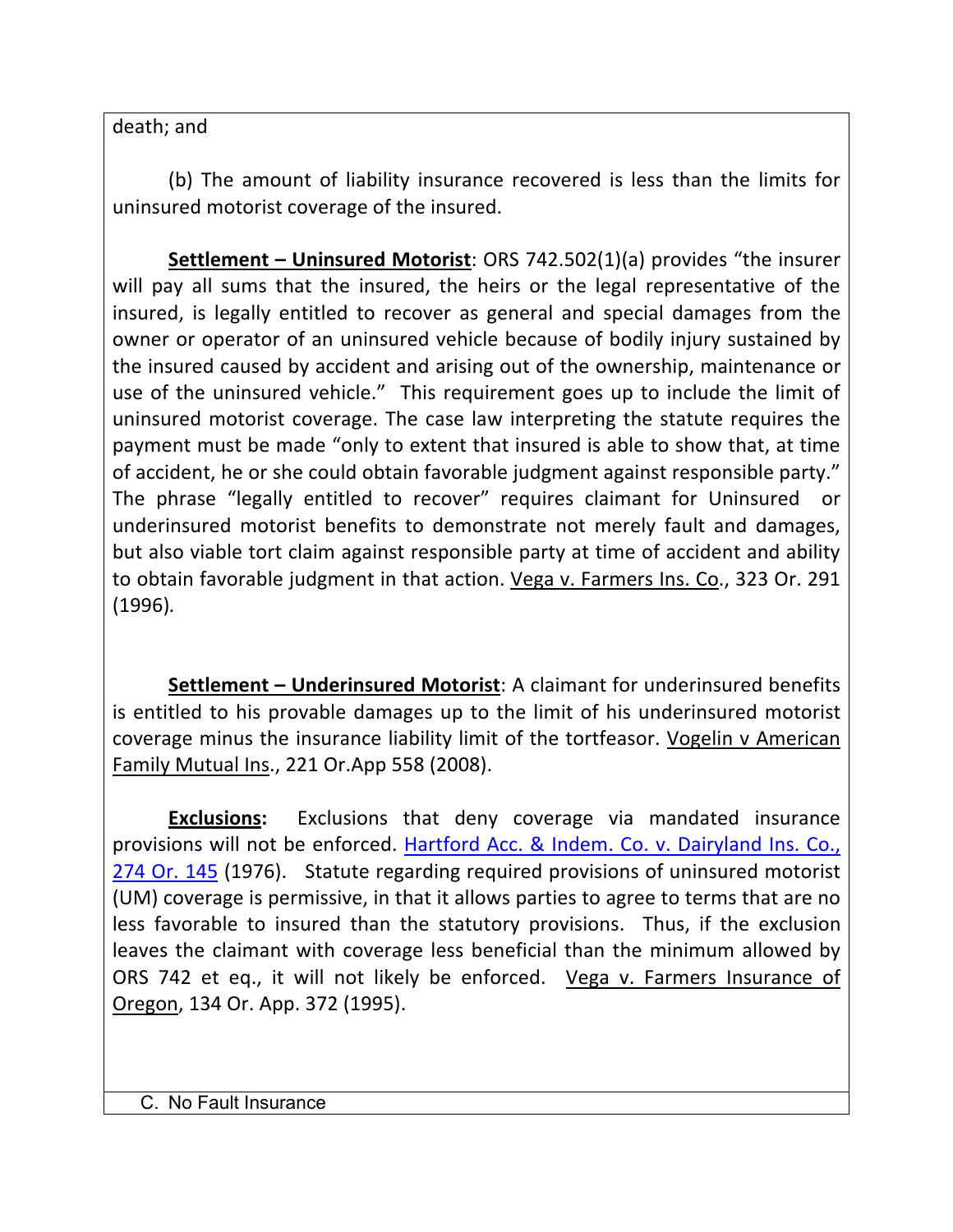death; and

(b) The amount of liability insurance recovered is less than the limits for uninsured motorist coverage of the insured.

**<u>Settlement – Uninsured Motorist</u>**: ORS 742.502(1)(a) provides "the insurer will pay all sums that the insured, the heirs or the legal representative of the insured, is legally entitled to recover as general and special damages from the owner or operator of an uninsured vehicle because of bodily injury sustained by the insured caused by accident and arising out of the ownership, maintenance or use of the uninsured vehicle." This requirement goes up to include the limit of uninsured motorist coverage. The case law interpreting the statute requires the payment must be made "only to extent that insured is able to show that, at time of accident, he or she could obtain favorable judgment against responsible party." The phrase "legally entitled to recover" requires claimant for Uninsured or underinsured motorist benefits to demonstrate not merely fault and damages, but also viable tort claim against responsible party at time of accident and ability to obtain favorable judgment in that action. <u>Vega v. Farmers Ins. Co</u>., 323 Or. 291 (1996).

**<u>Settlement – Underinsured Motorist</u>**: A claimant for underinsured benefits is entitled to his provable damages up to the limit of his underinsured motorist coverage minus the insurance liability limit of the tortfeasor. <u>Vogelin v American Family Mutual Ins</u>., 221 Or.App 558 (2008).

**<u>Exclusions:</u>** Exclusions that deny coverage via mandated insurance provisions will not be enforced. <u>Hartford Acc. & Indem. Co. v. Dairyland Ins. Co., 274 Or. 145</u> (1976). Statute regarding required provisions of uninsured motorist (UM) coverage is permissive, in that it allows parties to agree to terms that are no less favorable to insured than the statutory provisions. Thus, if the exclusion leaves the claimant with coverage less beneficial than the minimum allowed by ORS 742 et eq., it will not likely be enforced. <u>Vega v. Farmers Insurance of Oregon</u>, 134 Or. App. 372 (1995).

C. No Fault Insurance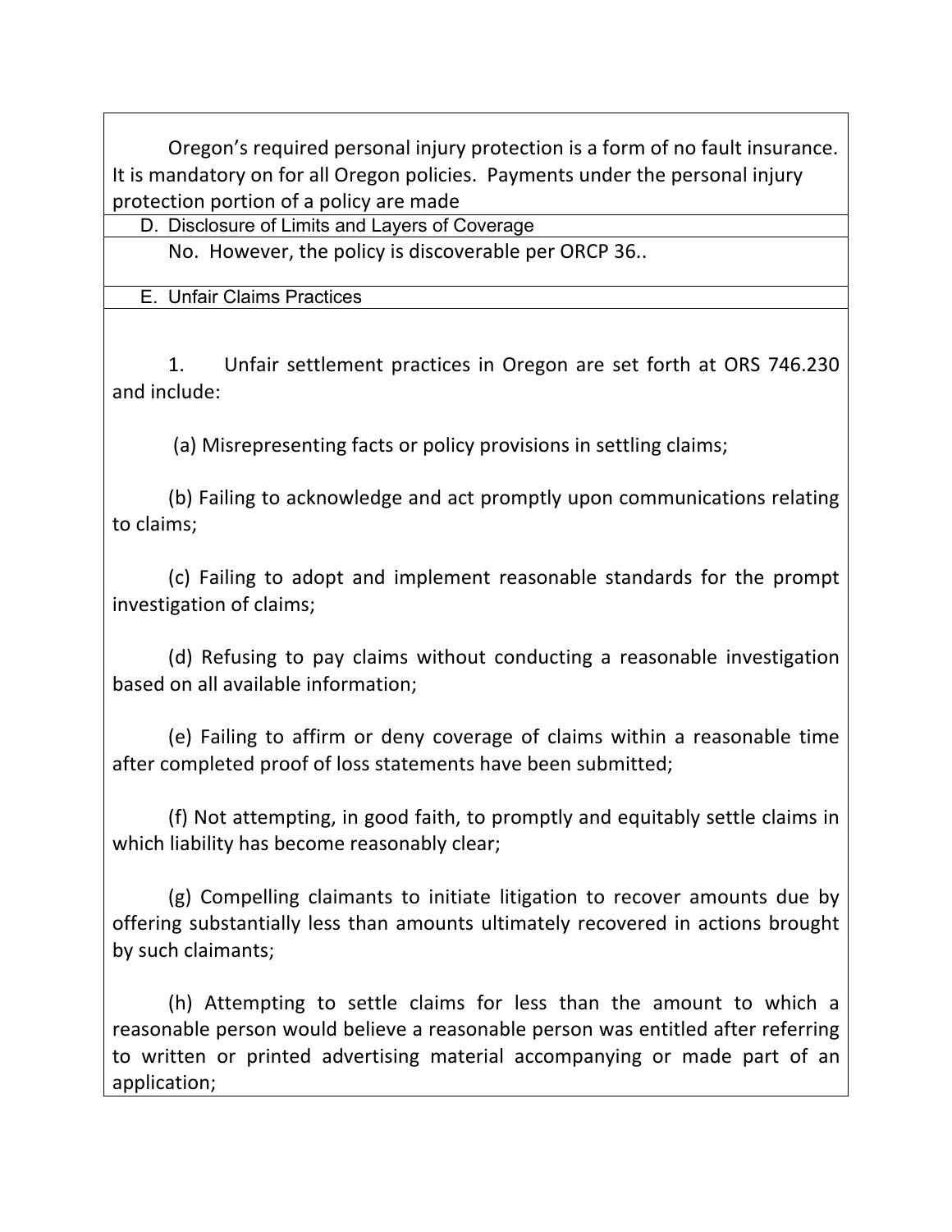Oregon's required personal injury protection is a form of no fault insurance. It is mandatory on for all Oregon policies. Payments under the personal injury protection portion of a policy are made

### D. Disclosure of Limits and Layers of Coverage

No. However, the policy is discoverable per ORCP 36..

### E. Unfair Claims Practices

1. Unfair settlement practices in Oregon are set forth at ORS 746.230 and include:

(a) Misrepresenting facts or policy provisions in settling claims;

(b) Failing to acknowledge and act promptly upon communications relating to claims;

(c) Failing to adopt and implement reasonable standards for the prompt investigation of claims;

(d) Refusing to pay claims without conducting a reasonable investigation based on all available information;

(e) Failing to affirm or deny coverage of claims within a reasonable time after completed proof of loss statements have been submitted;

(f) Not attempting, in good faith, to promptly and equitably settle claims in which liability has become reasonably clear;

(g) Compelling claimants to initiate litigation to recover amounts due by offering substantially less than amounts ultimately recovered in actions brought by such claimants;

(h) Attempting to settle claims for less than the amount to which a reasonable person would believe a reasonable person was entitled after referring to written or printed advertising material accompanying or made part of an application;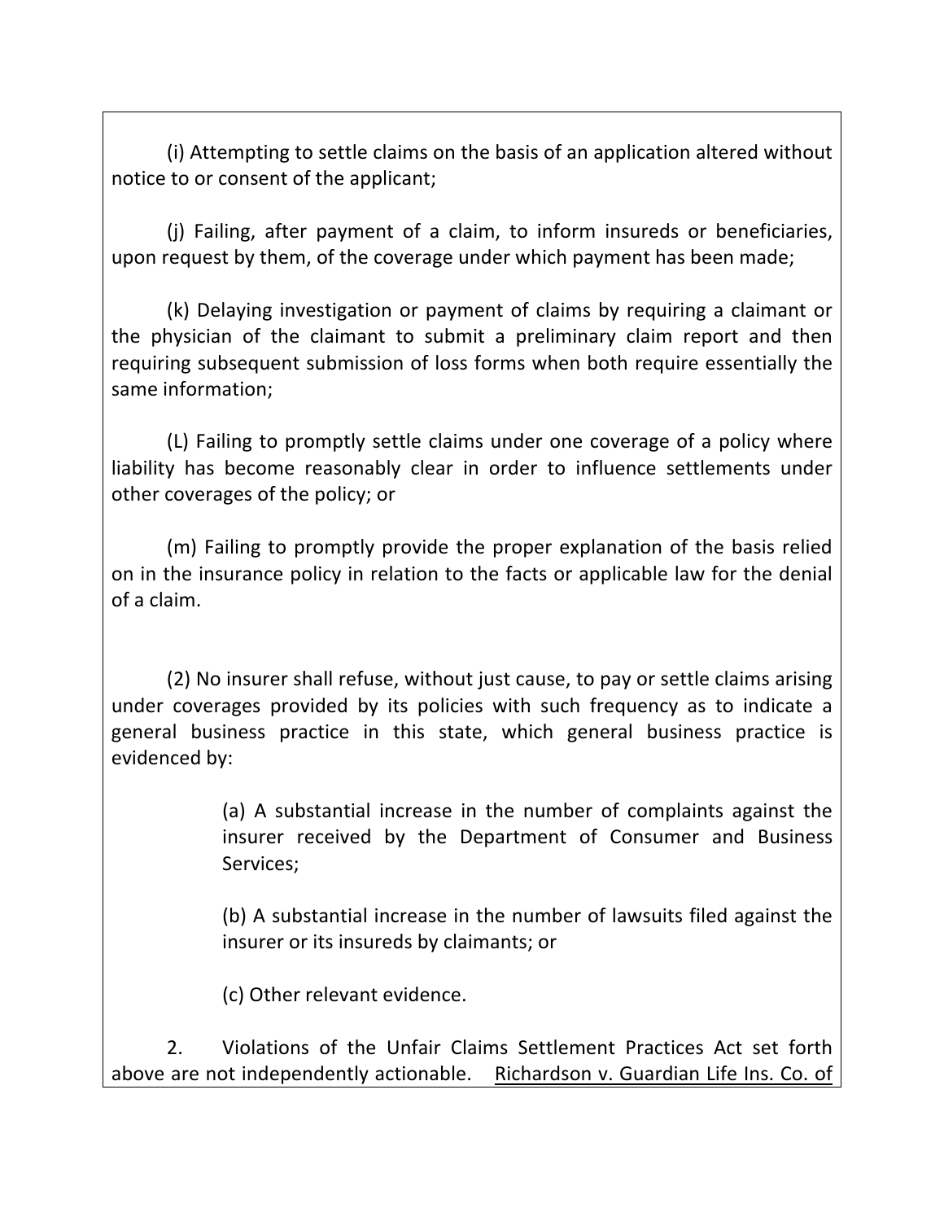(i) Attempting to settle claims on the basis of an application altered without notice to or consent of the applicant;

(j) Failing, after payment of a claim, to inform insureds or beneficiaries, upon request by them, of the coverage under which payment has been made;

(k) Delaying investigation or payment of claims by requiring a claimant or the physician of the claimant to submit a preliminary claim report and then requiring subsequent submission of loss forms when both require essentially the same information;

(L) Failing to promptly settle claims under one coverage of a policy where liability has become reasonably clear in order to influence settlements under other coverages of the policy; or

(m) Failing to promptly provide the proper explanation of the basis relied on in the insurance policy in relation to the facts or applicable law for the denial of a claim.

(2) No insurer shall refuse, without just cause, to pay or settle claims arising under coverages provided by its policies with such frequency as to indicate a general business practice in this state, which general business practice is evidenced by:

> (a) A substantial increase in the number of complaints against the insurer received by the Department of Consumer and Business Services;
>
> (b) A substantial increase in the number of lawsuits filed against the insurer or its insureds by claimants; or
>
> (c) Other relevant evidence.

2. Violations of the Unfair Claims Settlement Practices Act set forth above are not independently actionable. <u>Richardson v. Guardian Life Ins. Co. of</u>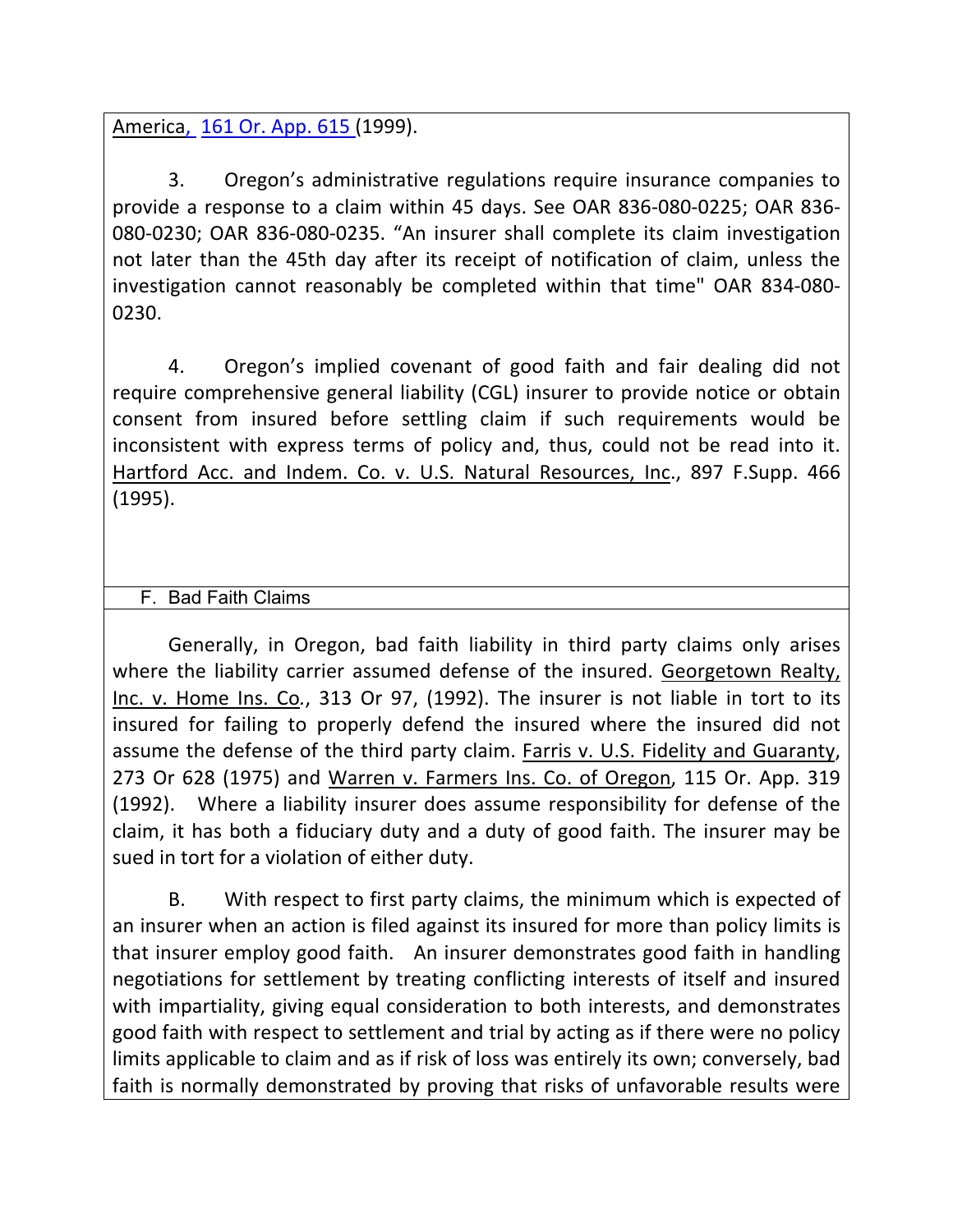America, 161 Or. App. 615 (1999).

3. Oregon's administrative regulations require insurance companies to provide a response to a claim within 45 days. See OAR 836-080-0225; OAR 836-080-0230; OAR 836-080-0235. "An insurer shall complete its claim investigation not later than the 45th day after its receipt of notification of claim, unless the investigation cannot reasonably be completed within that time" OAR 834-080-0230.

4. Oregon's implied covenant of good faith and fair dealing did not require comprehensive general liability (CGL) insurer to provide notice or obtain consent from insured before settling claim if such requirements would be inconsistent with express terms of policy and, thus, could not be read into it. Hartford Acc. and Indem. Co. v. U.S. Natural Resources, Inc., 897 F.Supp. 466 (1995).

## F. Bad Faith Claims

Generally, in Oregon, bad faith liability in third party claims only arises where the liability carrier assumed defense of the insured. Georgetown Realty, Inc. v. Home Ins. Co., 313 Or 97, (1992). The insurer is not liable in tort to its insured for failing to properly defend the insured where the insured did not assume the defense of the third party claim. Farris v. U.S. Fidelity and Guaranty, 273 Or 628 (1975) and Warren v. Farmers Ins. Co. of Oregon, 115 Or. App. 319 (1992). Where a liability insurer does assume responsibility for defense of the claim, it has both a fiduciary duty and a duty of good faith. The insurer may be sued in tort for a violation of either duty.

B. With respect to first party claims, the minimum which is expected of an insurer when an action is filed against its insured for more than policy limits is that insurer employ good faith. An insurer demonstrates good faith in handling negotiations for settlement by treating conflicting interests of itself and insured with impartiality, giving equal consideration to both interests, and demonstrates good faith with respect to settlement and trial by acting as if there were no policy limits applicable to claim and as if risk of loss was entirely its own; conversely, bad faith is normally demonstrated by proving that risks of unfavorable results were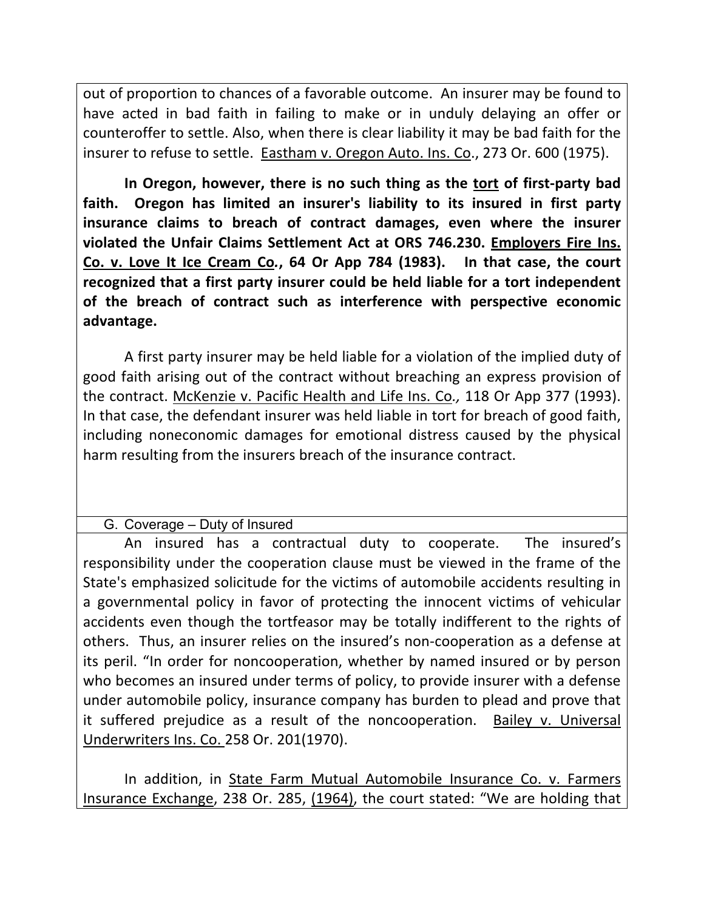out of proportion to chances of a favorable outcome. An insurer may be found to have acted in bad faith in failing to make or in unduly delaying an offer or counteroffer to settle. Also, when there is clear liability it may be bad faith for the insurer to refuse to settle. Eastham v. Oregon Auto. Ins. Co., 273 Or. 600 (1975).

**In Oregon, however, there is no such thing as the tort of first-party bad faith. Oregon has limited an insurer's liability to its insured in first party insurance claims to breach of contract damages, even where the insurer violated the Unfair Claims Settlement Act at ORS 746.230. Employers Fire Ins. Co. v. Love It Ice Cream Co., 64 Or App 784 (1983). In that case, the court recognized that a first party insurer could be held liable for a tort independent of the breach of contract such as interference with perspective economic advantage.**

A first party insurer may be held liable for a violation of the implied duty of good faith arising out of the contract without breaching an express provision of the contract. McKenzie v. Pacific Health and Life Ins. Co., 118 Or App 377 (1993). In that case, the defendant insurer was held liable in tort for breach of good faith, including noneconomic damages for emotional distress caused by the physical harm resulting from the insurers breach of the insurance contract.

G. Coverage – Duty of Insured

An insured has a contractual duty to cooperate. The insured's responsibility under the cooperation clause must be viewed in the frame of the State's emphasized solicitude for the victims of automobile accidents resulting in a governmental policy in favor of protecting the innocent victims of vehicular accidents even though the tortfeasor may be totally indifferent to the rights of others. Thus, an insurer relies on the insured's non-cooperation as a defense at its peril. "In order for noncooperation, whether by named insured or by person who becomes an insured under terms of policy, to provide insurer with a defense under automobile policy, insurance company has burden to plead and prove that it suffered prejudice as a result of the noncooperation. Bailey v. Universal Underwriters Ins. Co. 258 Or. 201(1970).

In addition, in State Farm Mutual Automobile Insurance Co. v. Farmers Insurance Exchange, 238 Or. 285, (1964), the court stated: "We are holding that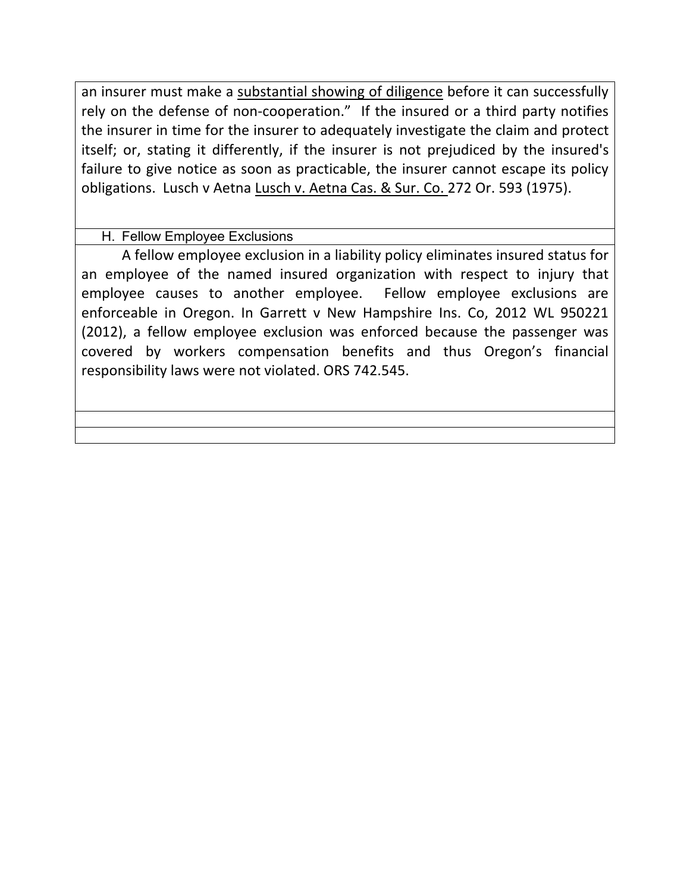an insurer must make a substantial showing of diligence before it can successfully rely on the defense of non-cooperation." If the insured or a third party notifies the insurer in time for the insurer to adequately investigate the claim and protect itself; or, stating it differently, if the insurer is not prejudiced by the insured's failure to give notice as soon as practicable, the insurer cannot escape its policy obligations. Lusch v Aetna Lusch v. Aetna Cas. & Sur. Co. 272 Or. 593 (1975).

### H. Fellow Employee Exclusions

A fellow employee exclusion in a liability policy eliminates insured status for an employee of the named insured organization with respect to injury that employee causes to another employee. Fellow employee exclusions are enforceable in Oregon. In Garrett v New Hampshire Ins. Co, 2012 WL 950221 (2012), a fellow employee exclusion was enforced because the passenger was covered by workers compensation benefits and thus Oregon's financial responsibility laws were not violated. ORS 742.545.